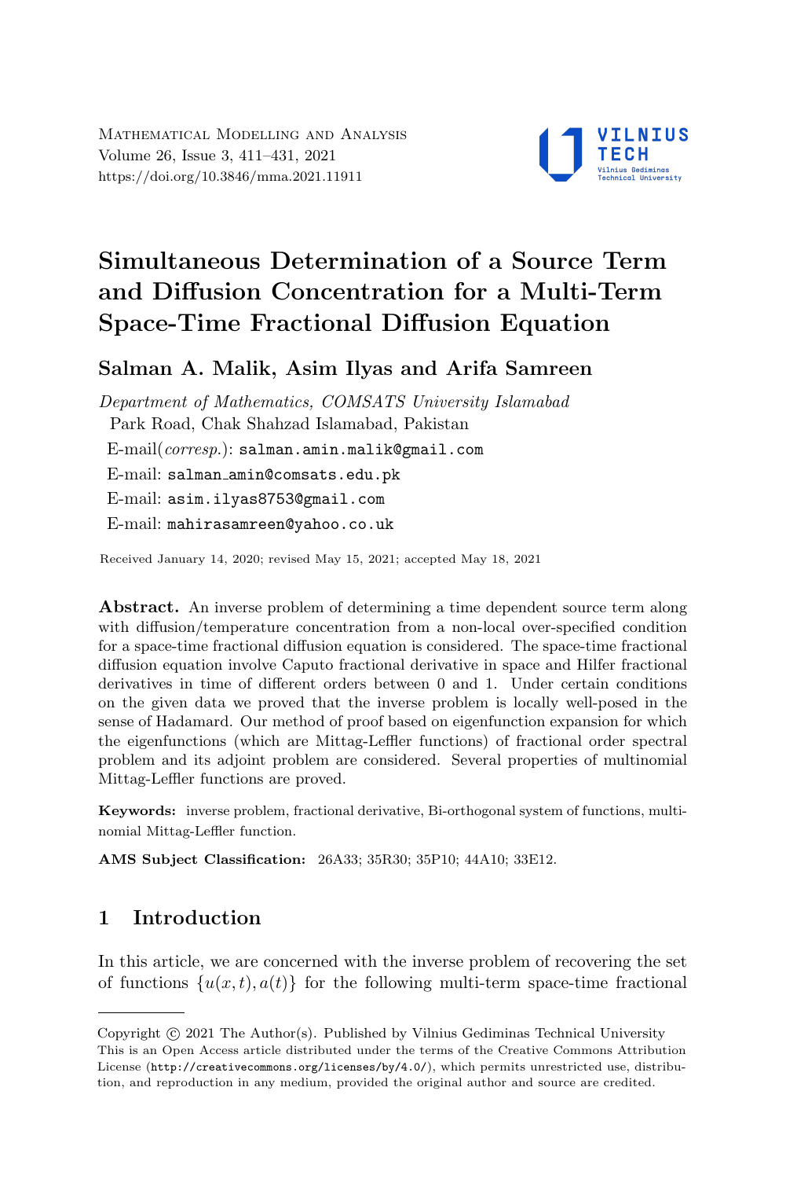# Simultaneous Determination of a Source Term and Diffusion Concentration for a Multi-Term Space-Time Fractional Diffusion Equation

**Salman A. Malik, Asim Ilyas and Arifa Samreen**

*Department of Mathematics, COMSATS University Islamabad*
Park Road, Chak Shahzad Islamabad, Pakistan
E-mail(*corresp.*): salman.amin.malik@gmail.com
E-mail: salman_amin@comsats.edu.pk
E-mail: asim.ilyas8753@gmail.com
E-mail: mahirasamreen@yahoo.co.uk

Received January 14, 2020; revised May 15, 2021; accepted May 18, 2021

**Abstract.** An inverse problem of determining a time dependent source term along with diffusion/temperature concentration from a non-local over-specified condition for a space-time fractional diffusion equation is considered. The space-time fractional diffusion equation involve Caputo fractional derivative in space and Hilfer fractional derivatives in time of different orders between 0 and 1. Under certain conditions on the given data we proved that the inverse problem is locally well-posed in the sense of Hadamard. Our method of proof based on eigenfunction expansion for which the eigenfunctions (which are Mittag-Leffler functions) of fractional order spectral problem and its adjoint problem are considered. Several properties of multinomial Mittag-Leffler functions are proved.

**Keywords:** inverse problem, fractional derivative, Bi-orthogonal system of functions, multinomial Mittag-Leffler function.

**AMS Subject Classification:** 26A33; 35R30; 35P10; 44A10; 33E12.

## 1 Introduction

In this article, we are concerned with the inverse problem of recovering the set of functions $\{u(x,t), a(t)\}$ for the following multi-term space-time fractional

Copyright © 2021 The Author(s). Published by Vilnius Gediminas Technical University
This is an Open Access article distributed under the terms of the Creative Commons Attribution License (http://creativecommons.org/licenses/by/4.0/), which permits unrestricted use, distribution, and reproduction in any medium, provided the original author and source are credited.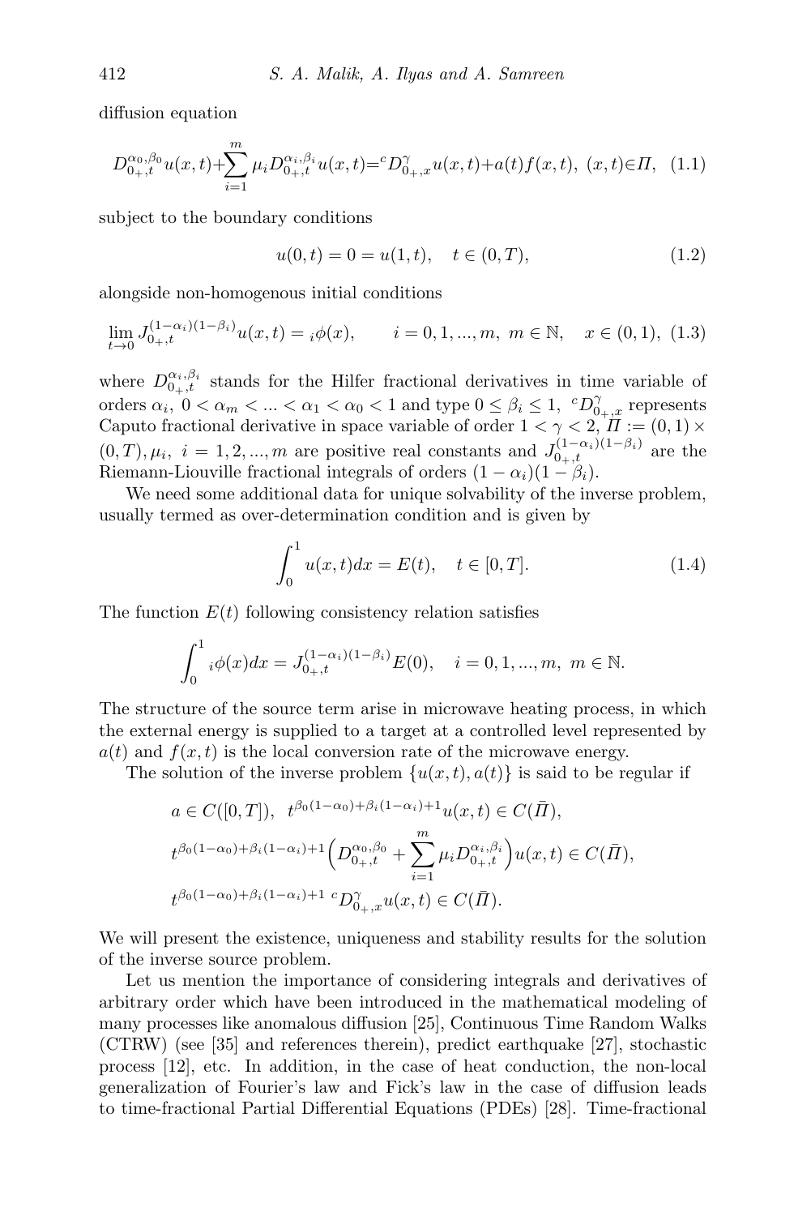diffusion equation

$$D^{\alpha_0,\beta_0}_{0_+,t}u(x,t)+\sum_{i=1}^{m}\mu_i D^{\alpha_i,\beta_i}_{0_+,t}u(x,t)={}^cD^{\gamma}_{0_+,x}u(x,t)+a(t)f(x,t),\ (x,t)\in\Pi, \quad (1.1)$$

subject to the boundary conditions

$$u(0,t)=0=u(1,t), \quad t\in(0,T), \quad (1.2)$$

alongside non-homogenous initial conditions

$$\lim_{t\to 0} J^{(1-\alpha_i)(1-\beta_i)}_{0_+,t}u(x,t)={}_i\phi(x), \qquad i=0,1,...,m,\ m\in\mathbb{N}, \quad x\in(0,1), \quad (1.3)$$

where $D^{\alpha_i,\beta_i}_{0_+,t}$ stands for the Hilfer fractional derivatives in time variable of orders $\alpha_i$, $0<\alpha_m<...<\alpha_1<\alpha_0<1$ and type $0\le\beta_i\le 1$, ${}^cD^{\gamma}_{0_+,x}$ represents Caputo fractional derivative in space variable of order $1<\gamma<2$, $\Pi:=(0,1)\times(0,T)$, $\mu_i$, $i=1,2,...,m$ are positive real constants and $J^{(1-\alpha_i)(1-\beta_i)}_{0_+,t}$ are the Riemann-Liouville fractional integrals of orders $(1-\alpha_i)(1-\beta_i)$.

We need some additional data for unique solvability of the inverse problem, usually termed as over-determination condition and is given by

$$\int_0^1 u(x,t)dx=E(t), \quad t\in[0,T]. \quad (1.4)$$

The function $E(t)$ following consistency relation satisfies

$$\int_0^1 {}_i\phi(x)dx=J^{(1-\alpha_i)(1-\beta_i)}_{0_+,t}E(0), \quad i=0,1,...,m,\ m\in\mathbb{N}.$$

The structure of the source term arise in microwave heating process, in which the external energy is supplied to a target at a controlled level represented by $a(t)$ and $f(x,t)$ is the local conversion rate of the microwave energy.

The solution of the inverse problem $\{u(x,t),a(t)\}$ is said to be regular if

$$a\in C([0,T]),\ \ t^{\beta_0(1-\alpha_0)+\beta_i(1-\alpha_i)+1}u(x,t)\in C(\bar{\Pi}),$$

$$t^{\beta_0(1-\alpha_0)+\beta_i(1-\alpha_i)+1}\Big(D^{\alpha_0,\beta_0}_{0_+,t}+\sum_{i=1}^{m}\mu_i D^{\alpha_i,\beta_i}_{0_+,t}\Big)u(x,t)\in C(\bar{\Pi}),$$

$$t^{\beta_0(1-\alpha_0)+\beta_i(1-\alpha_i)+1}\ {}^cD^{\gamma}_{0_+,x}u(x,t)\in C(\bar{\Pi}).$$

We will present the existence, uniqueness and stability results for the solution of the inverse source problem.

Let us mention the importance of considering integrals and derivatives of arbitrary order which have been introduced in the mathematical modeling of many processes like anomalous diffusion [25], Continuous Time Random Walks (CTRW) (see [35] and references therein), predict earthquake [27], stochastic process [12], etc. In addition, in the case of heat conduction, the non-local generalization of Fourier's law and Fick's law in the case of diffusion leads to time-fractional Partial Differential Equations (PDEs) [28]. Time-fractional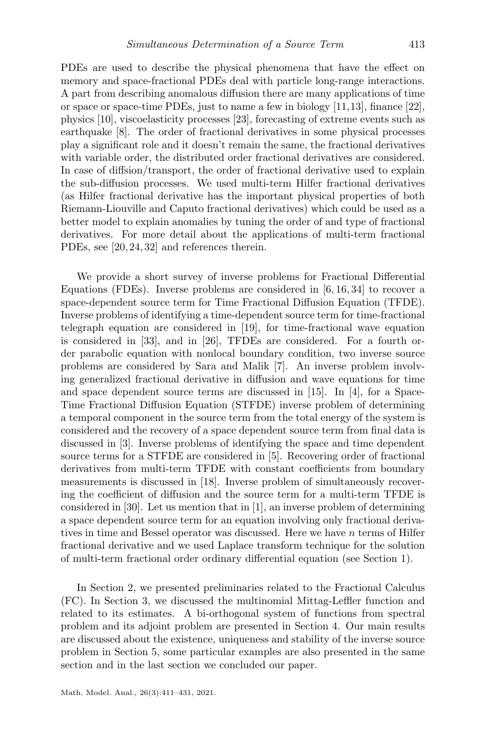PDEs are used to describe the physical phenomena that have the effect on memory and space-fractional PDEs deal with particle long-range interactions. A part from describing anomalous diffusion there are many applications of time or space or space-time PDEs, just to name a few in biology [11,13], finance [22], physics [10], viscoelasticity processes [23], forecasting of extreme events such as earthquake [8]. The order of fractional derivatives in some physical processes play a significant role and it doesn't remain the same, the fractional derivatives with variable order, the distributed order fractional derivatives are considered. In case of diffsion/transport, the order of fractional derivative used to explain the sub-diffusion processes. We used multi-term Hilfer fractional derivatives (as Hilfer fractional derivative has the important physical properties of both Riemann-Liouville and Caputo fractional derivatives) which could be used as a better model to explain anomalies by tuning the order of and type of fractional derivatives. For more detail about the applications of multi-term fractional PDEs, see [20, 24, 32] and references therein.

We provide a short survey of inverse problems for Fractional Differential Equations (FDEs). Inverse problems are considered in [6, 16, 34] to recover a space-dependent source term for Time Fractional Diffusion Equation (TFDE). Inverse problems of identifying a time-dependent source term for time-fractional telegraph equation are considered in [19], for time-fractional wave equation is considered in [33], and in [26], TFDEs are considered. For a fourth order parabolic equation with nonlocal boundary condition, two inverse source problems are considered by Sara and Malik [7]. An inverse problem involving generalized fractional derivative in diffusion and wave equations for time and space dependent source terms are discussed in [15]. In [4], for a Space-Time Fractional Diffusion Equation (STFDE) inverse problem of determining a temporal component in the source term from the total energy of the system is considered and the recovery of a space dependent source term from final data is discussed in [3]. Inverse problems of identifying the space and time dependent source terms for a STFDE are considered in [5]. Recovering order of fractional derivatives from multi-term TFDE with constant coefficients from boundary measurements is discussed in [18]. Inverse problem of simultaneously recovering the coefficient of diffusion and the source term for a multi-term TFDE is considered in [30]. Let us mention that in [1], an inverse problem of determining a space dependent source term for an equation involving only fractional derivatives in time and Bessel operator was discussed. Here we have $n$ terms of Hilfer fractional derivative and we used Laplace transform technique for the solution of multi-term fractional order ordinary differential equation (see Section 1).

In Section 2, we presented preliminaries related to the Fractional Calculus (FC). In Section 3, we discussed the multinomial Mittag-Leffler function and related to its estimates. A bi-orthogonal system of functions from spectral problem and its adjoint problem are presented in Section 4. Our main results are discussed about the existence, uniqueness and stability of the inverse source problem in Section 5, some particular examples are also presented in the same section and in the last section we concluded our paper.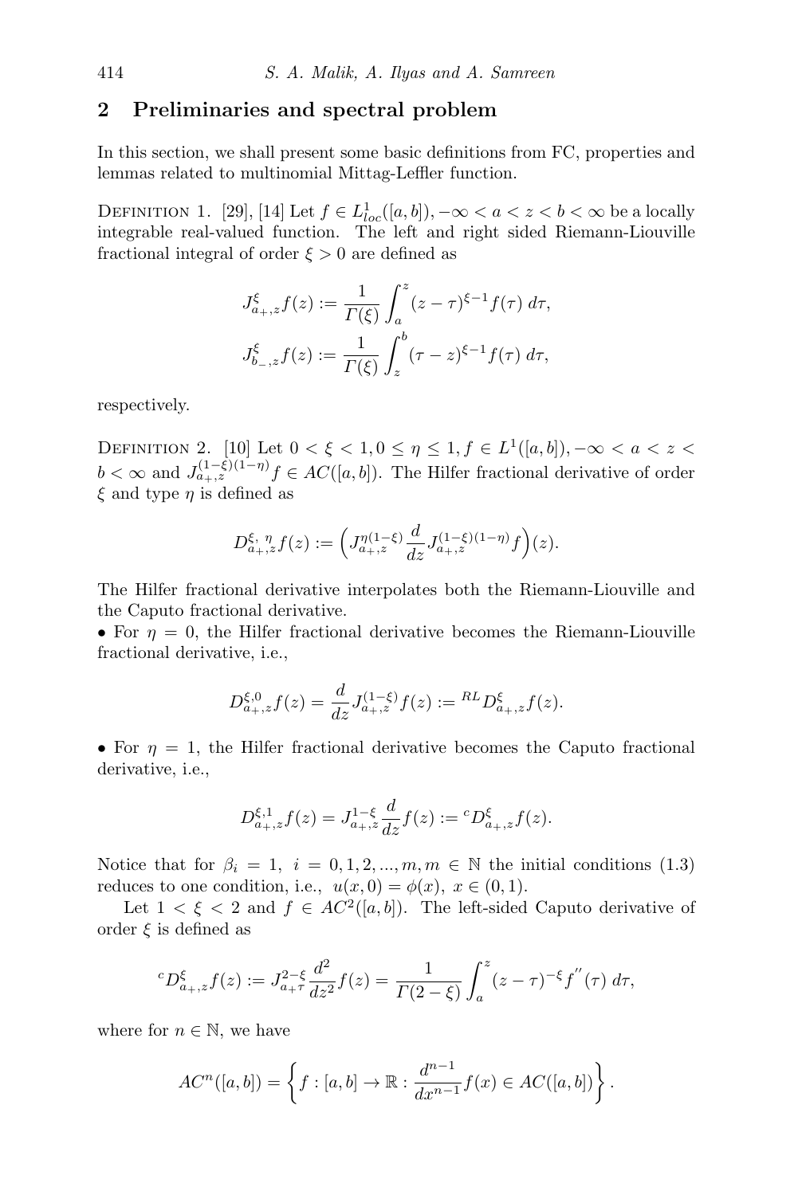## 2 Preliminaries and spectral problem

In this section, we shall present some basic definitions from FC, properties and lemmas related to multinomial Mittag-Leffler function.

Definition 1. [29], [14] Let $f \in L^1_{loc}([a,b]), -\infty < a < z < b < \infty$ be a locally integrable real-valued function. The left and right sided Riemann-Liouville fractional integral of order $\xi > 0$ are defined as

$$J^{\xi}_{a_+,z} f(z) := \frac{1}{\Gamma(\xi)} \int_a^z (z-\tau)^{\xi-1} f(\tau)\, d\tau,$$

$$J^{\xi}_{b_-,z} f(z) := \frac{1}{\Gamma(\xi)} \int_z^b (\tau-z)^{\xi-1} f(\tau)\, d\tau,$$

respectively.

Definition 2. [10] Let $0 < \xi < 1, 0 \leq \eta \leq 1, f \in L^1([a,b]), -\infty < a < z < b < \infty$ and $J^{(1-\xi)(1-\eta)}_{a_+,z} f \in AC([a,b])$. The Hilfer fractional derivative of order $\xi$ and type $\eta$ is defined as

$$D^{\xi,\,\eta}_{a_+,z} f(z) := \Big( J^{\eta(1-\xi)}_{a_+,z} \frac{d}{dz} J^{(1-\xi)(1-\eta)}_{a_+,z} f \Big)(z).$$

The Hilfer fractional derivative interpolates both the Riemann-Liouville and the Caputo fractional derivative.

- For $\eta = 0$, the Hilfer fractional derivative becomes the Riemann-Liouville fractional derivative, i.e.,

$$D^{\xi,0}_{a_+,z} f(z) = \frac{d}{dz} J^{(1-\xi)}_{a_+,z} f(z) := {}^{RL}D^{\xi}_{a_+,z} f(z).$$

- For $\eta = 1$, the Hilfer fractional derivative becomes the Caputo fractional derivative, i.e.,

$$D^{\xi,1}_{a_+,z} f(z) = J^{1-\xi}_{a_+,z} \frac{d}{dz} f(z) := {}^{c}D^{\xi}_{a_+,z} f(z).$$

Notice that for $\beta_i = 1,\ i = 0,1,2,...,m, m \in \mathbb{N}$ the initial conditions (1.3) reduces to one condition, i.e., $u(x,0) = \phi(x),\ x \in (0,1)$.

Let $1 < \xi < 2$ and $f \in AC^2([a,b])$. The left-sided Caputo derivative of order $\xi$ is defined as

$${}^{c}D^{\xi}_{a_+,z} f(z) := J^{2-\xi}_{a+\tau} \frac{d^2}{dz^2} f(z) = \frac{1}{\Gamma(2-\xi)} \int_a^z (z-\tau)^{-\xi} f''(\tau)\, d\tau,$$

where for $n \in \mathbb{N}$, we have

$$AC^n([a,b]) = \left\{ f : [a,b] \to \mathbb{R} : \frac{d^{n-1}}{dx^{n-1}} f(x) \in AC([a,b]) \right\}.$$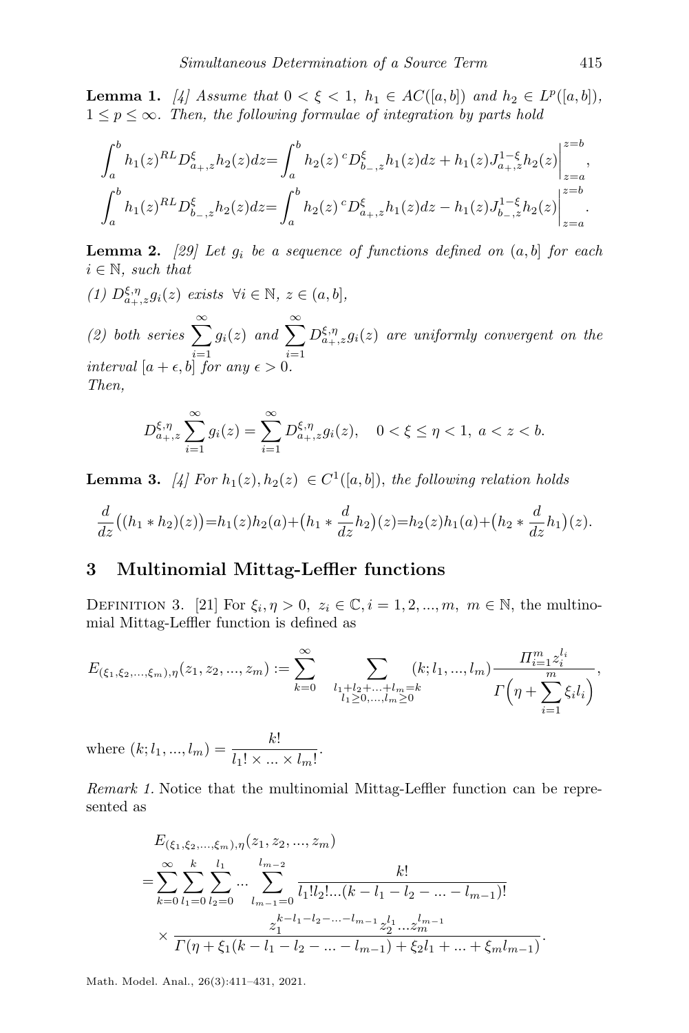**Lemma 1.** *[4] Assume that $0 < \xi < 1$, $h_1 \in AC([a,b])$ and $h_2 \in L^p([a,b])$, $1 \le p \le \infty$. Then, the following formulae of integration by parts hold*

$$\int_a^b h_1(z)\,{}^{RL}D^{\xi}_{a_+,z}h_2(z)dz = \int_a^b h_2(z)\,{}^{c}D^{\xi}_{b_-,z}h_1(z)dz + h_1(z)J^{1-\xi}_{a_+,z}h_2(z)\Big|_{z=a}^{z=b},$$
$$\int_a^b h_1(z)\,{}^{RL}D^{\xi}_{b_-,z}h_2(z)dz = \int_a^b h_2(z)\,{}^{c}D^{\xi}_{a_+,z}h_1(z)dz - h_1(z)J^{1-\xi}_{b_-,z}h_2(z)\Big|_{z=a}^{z=b}.$$

**Lemma 2.** *[29] Let $g_i$ be a sequence of functions defined on $(a,b]$ for each $i \in \mathbb{N}$, such that*

*(1) $D^{\xi,\eta}_{a_+,z}g_i(z)$ exists $\forall i \in \mathbb{N}$, $z \in (a,b]$,*

*(2) both series $\sum_{i=1}^{\infty} g_i(z)$ and $\sum_{i=1}^{\infty} D^{\xi,\eta}_{a_+,z}g_i(z)$ are uniformly convergent on the interval $[a+\epsilon, b]$ for any $\epsilon > 0$.*
*Then,*

$$D^{\xi,\eta}_{a_+,z}\sum_{i=1}^{\infty} g_i(z) = \sum_{i=1}^{\infty} D^{\xi,\eta}_{a_+,z}g_i(z), \quad 0 < \xi \le \eta < 1,\ a < z < b.$$

**Lemma 3.** *[4] For $h_1(z), h_2(z) \in C^1([a,b])$, the following relation holds*

$$\frac{d}{dz}\big((h_1 * h_2)(z)\big) = h_1(z)h_2(a) + \big(h_1 * \frac{d}{dz}h_2\big)(z) = h_2(z)h_1(a) + \big(h_2 * \frac{d}{dz}h_1\big)(z).$$

## 3 Multinomial Mittag-Leffler functions

Definition 3. [21] For $\xi_i, \eta > 0$, $z_i \in \mathbb{C}, i = 1,2,...,m$, $m \in \mathbb{N}$, the multinomial Mittag-Leffler function is defined as

$$E_{(\xi_1,\xi_2,...,\xi_m),\eta}(z_1,z_2,...,z_m) := \sum_{k=0}^{\infty} \sum_{\substack{l_1+l_2+...+l_m=k \\ l_1\ge 0,...,l_m\ge 0}} (k;l_1,...,l_m)\frac{\Pi_{i=1}^m z_i^{l_i}}{\Gamma\Big(\eta + \sum\limits_{i=1}^m \xi_i l_i\Big)},$$

where $(k;l_1,...,l_m) = \dfrac{k!}{l_1! \times ... \times l_m!}$.

*Remark 1.* Notice that the multinomial Mittag-Leffler function can be represented as

$$\begin{aligned}
&E_{(\xi_1,\xi_2,...,\xi_m),\eta}(z_1,z_2,...,z_m) \\
&= \sum_{k=0}^{\infty}\sum_{l_1=0}^{k}\sum_{l_2=0}^{l_1}...\sum_{l_{m-1}=0}^{l_{m-2}} \frac{k!}{l_1!l_2!...(k-l_1-l_2-...-l_{m-1})!} \\
&\quad \times \frac{z_1^{k-l_1-l_2-...-l_{m-1}}z_2^{l_1}...z_m^{l_{m-1}}}{\Gamma(\eta + \xi_1(k-l_1-l_2-...-l_{m-1}) + \xi_2 l_1 + ... + \xi_m l_{m-1})}.
\end{aligned}$$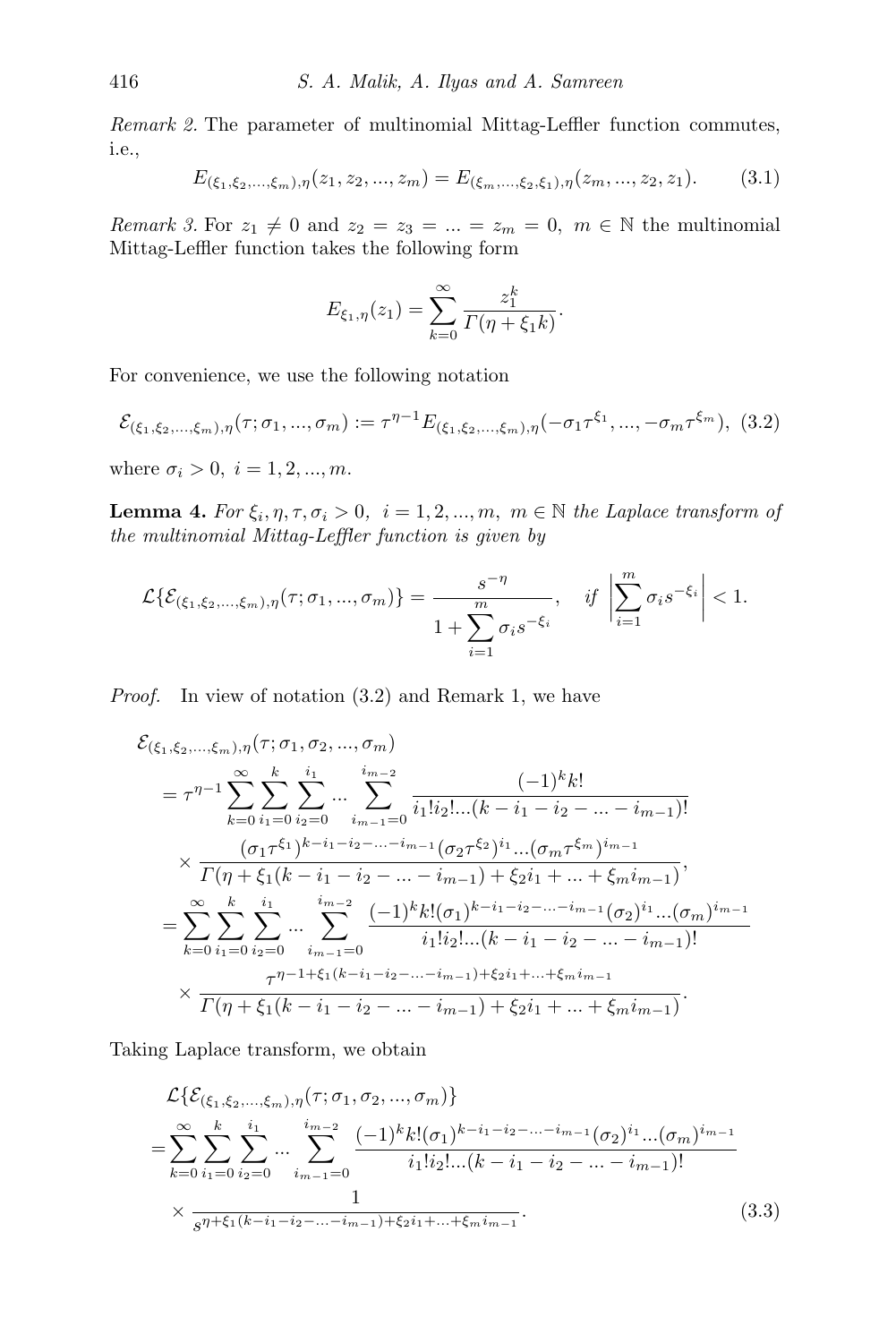*Remark 2.* The parameter of multinomial Mittag-Leffler function commutes, i.e.,

$$E_{(\xi_1,\xi_2,...,\xi_m),\eta}(z_1,z_2,...,z_m) = E_{(\xi_m,...,\xi_2,\xi_1),\eta}(z_m,...,z_2,z_1). \tag{3.1}$$

*Remark 3.* For $z_1 \neq 0$ and $z_2 = z_3 = ... = z_m = 0$, $m \in \mathbb{N}$ the multinomial Mittag-Leffler function takes the following form

$$E_{\xi_1,\eta}(z_1) = \sum_{k=0}^{\infty} \frac{z_1^k}{\Gamma(\eta + \xi_1 k)}.$$

For convenience, we use the following notation

$$\mathcal{E}_{(\xi_1,\xi_2,...,\xi_m),\eta}(\tau;\sigma_1,...,\sigma_m) := \tau^{\eta-1} E_{(\xi_1,\xi_2,...,\xi_m),\eta}(-\sigma_1\tau^{\xi_1},...,-\sigma_m\tau^{\xi_m}), \tag{3.2}$$

where $\sigma_i > 0$, $i = 1,2,...,m$.

**Lemma 4.** *For $\xi_i, \eta, \tau, \sigma_i > 0$, $i = 1,2,...,m$, $m \in \mathbb{N}$ the Laplace transform of the multinomial Mittag-Leffler function is given by*

$$\mathcal{L}\{\mathcal{E}_{(\xi_1,\xi_2,...,\xi_m),\eta}(\tau;\sigma_1,...,\sigma_m)\} = \frac{s^{-\eta}}{1 + \sum_{i=1}^{m} \sigma_i s^{-\xi_i}}, \quad \text{if } \left| \sum_{i=1}^{m} \sigma_i s^{-\xi_i} \right| < 1.$$

*Proof.* In view of notation (3.2) and Remark 1, we have

$$\begin{aligned}
&\mathcal{E}_{(\xi_1,\xi_2,...,\xi_m),\eta}(\tau;\sigma_1,\sigma_2,...,\sigma_m) \\
&= \tau^{\eta-1} \sum_{k=0}^{\infty} \sum_{i_1=0}^{k} \sum_{i_2=0}^{i_1} ... \sum_{i_{m-1}=0}^{i_{m-2}} \frac{(-1)^k k!}{i_1! i_2! ... (k - i_1 - i_2 - ... - i_{m-1})!} \\
&\quad \times \frac{(\sigma_1 \tau^{\xi_1})^{k-i_1-i_2-...-i_{m-1}} (\sigma_2 \tau^{\xi_2})^{i_1} ... (\sigma_m \tau^{\xi_m})^{i_{m-1}}}{\Gamma(\eta + \xi_1(k - i_1 - i_2 - ... - i_{m-1}) + \xi_2 i_1 + ... + \xi_m i_{m-1})}, \\
&= \sum_{k=0}^{\infty} \sum_{i_1=0}^{k} \sum_{i_2=0}^{i_1} ... \sum_{i_{m-1}=0}^{i_{m-2}} \frac{(-1)^k k! (\sigma_1)^{k-i_1-i_2-...-i_{m-1}} (\sigma_2)^{i_1} ... (\sigma_m)^{i_{m-1}}}{i_1! i_2! ... (k - i_1 - i_2 - ... - i_{m-1})!} \\
&\quad \times \frac{\tau^{\eta-1+\xi_1(k-i_1-i_2-...-i_{m-1})+\xi_2 i_1+...+\xi_m i_{m-1}}}{\Gamma(\eta + \xi_1(k - i_1 - i_2 - ... - i_{m-1}) + \xi_2 i_1 + ... + \xi_m i_{m-1})}.
\end{aligned}$$

Taking Laplace transform, we obtain

$$\begin{aligned}
&\mathcal{L}\{\mathcal{E}_{(\xi_1,\xi_2,...,\xi_m),\eta}(\tau;\sigma_1,\sigma_2,...,\sigma_m)\} \\
&= \sum_{k=0}^{\infty} \sum_{i_1=0}^{k} \sum_{i_2=0}^{i_1} ... \sum_{i_{m-1}=0}^{i_{m-2}} \frac{(-1)^k k! (\sigma_1)^{k-i_1-i_2-...-i_{m-1}} (\sigma_2)^{i_1} ... (\sigma_m)^{i_{m-1}}}{i_1! i_2! ... (k - i_1 - i_2 - ... - i_{m-1})!} \\
&\quad \times \frac{1}{s^{\eta+\xi_1(k-i_1-i_2-...-i_{m-1})+\xi_2 i_1+...+\xi_m i_{m-1}}}.
\end{aligned} \tag{3.3}$$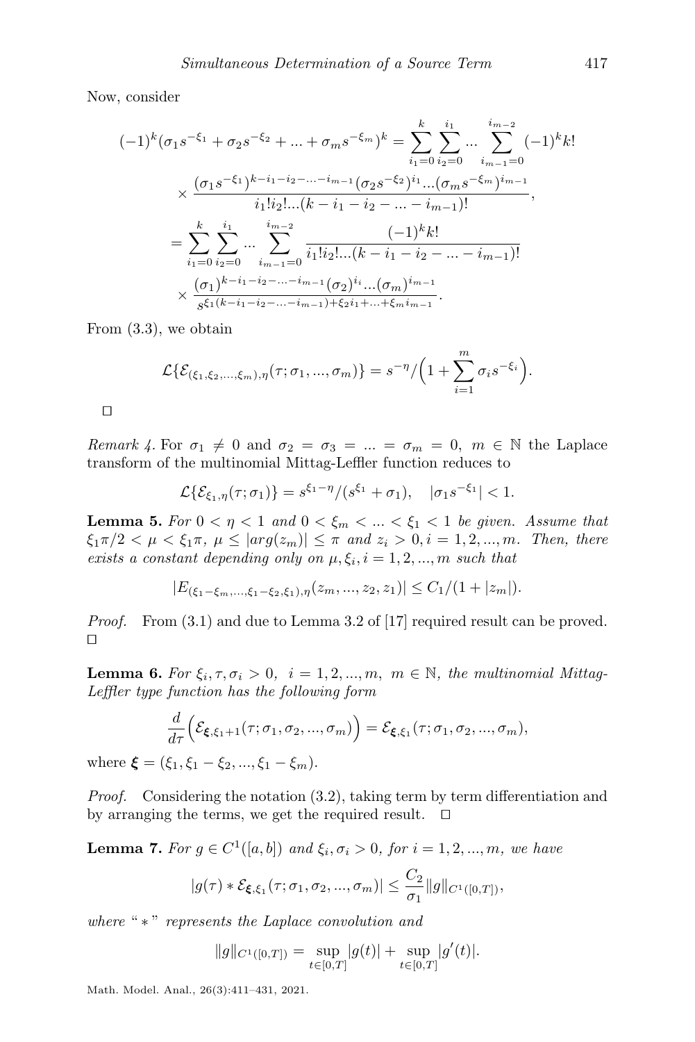Now, consider

$$
\begin{aligned}
(-1)^k(\sigma_1 s^{-\xi_1}+\sigma_2 s^{-\xi_2}+...+\sigma_m s^{-\xi_m})^k &= \sum_{i_1=0}^{k}\sum_{i_2=0}^{i_1}...\sum_{i_{m-1}=0}^{i_{m-2}}(-1)^k k! \\
&\times \frac{(\sigma_1 s^{-\xi_1})^{k-i_1-i_2-...-i_{m-1}}(\sigma_2 s^{-\xi_2})^{i_1}...(\sigma_m s^{-\xi_m})^{i_{m-1}}}{i_1!i_2!...(k-i_1-i_2-...-i_{m-1})!}, \\
&= \sum_{i_1=0}^{k}\sum_{i_2=0}^{i_1}...\sum_{i_{m-1}=0}^{i_{m-2}}\frac{(-1)^k k!}{i_1!i_2!...(k-i_1-i_2-...-i_{m-1})!} \\
&\times \frac{(\sigma_1)^{k-i_1-i_2-...-i_{m-1}}(\sigma_2)^{i_i}...(\sigma_m)^{i_{m-1}}}{s^{\xi_1(k-i_1-i_2-...-i_{m-1})+\xi_2 i_1+...+\xi_m i_{m-1}}}.
\end{aligned}
$$

From (3.3), we obtain

$$
\mathcal{L}\{\mathcal{E}_{(\xi_1,\xi_2,...,\xi_m),\eta}(\tau;\sigma_1,...,\sigma_m)\} = s^{-\eta}/\Big(1+\sum_{i=1}^{m}\sigma_i s^{-\xi_i}\Big).
$$

□

*Remark 4.* For $\sigma_1 \neq 0$ and $\sigma_2 = \sigma_3 = ... = \sigma_m = 0$, $m \in \mathbb{N}$ the Laplace transform of the multinomial Mittag-Leffler function reduces to

$$
\mathcal{L}\{\mathcal{E}_{\xi_1,\eta}(\tau;\sigma_1)\} = s^{\xi_1-\eta}/(s^{\xi_1}+\sigma_1), \quad |\sigma_1 s^{-\xi_1}| < 1.
$$

**Lemma 5.** *For $0 < \eta < 1$ and $0 < \xi_m < ... < \xi_1 < 1$ be given. Assume that $\xi_1\pi/2 < \mu < \xi_1\pi$, $\mu \leq |arg(z_m)| \leq \pi$ and $z_i > 0, i = 1,2,...,m$. Then, there exists a constant depending only on $\mu, \xi_i, i = 1,2,...,m$ such that*

$$
|E_{(\xi_1-\xi_m,...,\xi_1-\xi_2,\xi_1),\eta}(z_m,...,z_2,z_1)| \leq C_1/(1+|z_m|).
$$

*Proof.* From (3.1) and due to Lemma 3.2 of [17] required result can be proved. □

**Lemma 6.** *For $\xi_i, \tau, \sigma_i > 0$, $i = 1,2,...,m$, $m \in \mathbb{N}$, the multinomial Mittag-Leffler type function has the following form*

$$
\frac{d}{d\tau}\Big(\mathcal{E}_{\boldsymbol{\xi},\xi_1+1}(\tau;\sigma_1,\sigma_2,...,\sigma_m)\Big) = \mathcal{E}_{\boldsymbol{\xi},\xi_1}(\tau;\sigma_1,\sigma_2,...,\sigma_m),
$$

where $\boldsymbol{\xi} = (\xi_1, \xi_1-\xi_2, ..., \xi_1-\xi_m)$.

*Proof.* Considering the notation (3.2), taking term by term differentiation and by arranging the terms, we get the required result. □

**Lemma 7.** *For $g \in C^1([a,b])$ and $\xi_i, \sigma_i > 0$, for $i = 1,2,...,m$, we have*

$$
|g(\tau) * \mathcal{E}_{\boldsymbol{\xi},\xi_1}(\tau;\sigma_1,\sigma_2,...,\sigma_m)| \leq \frac{C_2}{\sigma_1}\|g\|_{C^1([0,T])},
$$

*where "$*$" represents the Laplace convolution and*

$$
\|g\|_{C^1([0,T])} = \sup_{t\in[0,T]}|g(t)| + \sup_{t\in[0,T]}|g'(t)|.
$$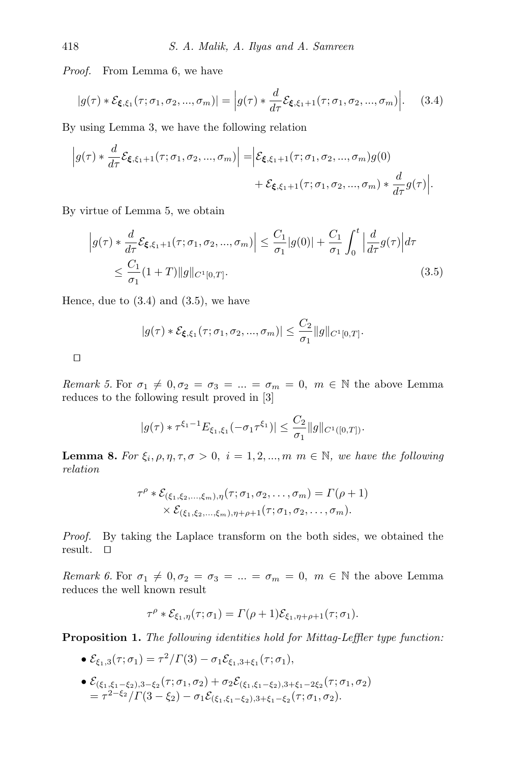*Proof.* From Lemma 6, we have

$$|g(\tau) * \mathcal{E}_{\boldsymbol{\xi},\xi_1}(\tau;\sigma_1,\sigma_2,...,\sigma_m)| = \left|g(\tau) * \frac{d}{d\tau}\mathcal{E}_{\boldsymbol{\xi},\xi_1+1}(\tau;\sigma_1,\sigma_2,...,\sigma_m)\right|. \tag{3.4}$$

By using Lemma 3, we have the following relation

$$\begin{aligned}\left|g(\tau) * \frac{d}{d\tau}\mathcal{E}_{\boldsymbol{\xi},\xi_1+1}(\tau;\sigma_1,\sigma_2,...,\sigma_m)\right| =& \Big|\mathcal{E}_{\boldsymbol{\xi},\xi_1+1}(\tau;\sigma_1,\sigma_2,...,\sigma_m)g(0) \\ &+ \mathcal{E}_{\boldsymbol{\xi},\xi_1+1}(\tau;\sigma_1,\sigma_2,...,\sigma_m) * \frac{d}{d\tau}g(\tau)\Big|.\end{aligned}$$

By virtue of Lemma 5, we obtain

$$\begin{aligned}\left|g(\tau) * \frac{d}{d\tau}\mathcal{E}_{\boldsymbol{\xi},\xi_1+1}(\tau;\sigma_1,\sigma_2,...,\sigma_m)\right| &\leq \frac{C_1}{\sigma_1}|g(0)| + \frac{C_1}{\sigma_1}\int_0^t \left|\frac{d}{d\tau}g(\tau)\right|d\tau \\ &\leq \frac{C_1}{\sigma_1}(1+T)\|g\|_{C^1[0,T]}.\end{aligned} \tag{3.5}$$

Hence, due to (3.4) and (3.5), we have

$$|g(\tau) * \mathcal{E}_{\boldsymbol{\xi},\xi_1}(\tau;\sigma_1,\sigma_2,...,\sigma_m)| \leq \frac{C_2}{\sigma_1}\|g\|_{C^1[0,T]}.$$

□

*Remark 5.* For $\sigma_1 \neq 0, \sigma_2 = \sigma_3 = ... = \sigma_m = 0,\ m \in \mathbb{N}$ the above Lemma reduces to the following result proved in [3]

$$|g(\tau) * \tau^{\xi_1 - 1}E_{\xi_1,\xi_1}(-\sigma_1\tau^{\xi_1})| \leq \frac{C_2}{\sigma_1}\|g\|_{C^1([0,T])}.$$

**Lemma 8.** *For $\xi_i, \rho, \eta, \tau, \sigma > 0,\ i = 1, 2, ..., m\ m \in \mathbb{N}$, we have the following relation*

$$\begin{aligned}\tau^{\rho} * \mathcal{E}_{(\xi_1,\xi_2,...,\xi_m),\eta}(\tau;\sigma_1,\sigma_2,\ldots,\sigma_m) &= \Gamma(\rho+1) \\ &\times \mathcal{E}_{(\xi_1,\xi_2,...,\xi_m),\eta+\rho+1}(\tau;\sigma_1,\sigma_2,\ldots,\sigma_m).\end{aligned}$$

*Proof.* By taking the Laplace transform on the both sides, we obtained the result. □

*Remark 6.* For $\sigma_1 \neq 0, \sigma_2 = \sigma_3 = ... = \sigma_m = 0,\ m \in \mathbb{N}$ the above Lemma reduces the well known result

$$\tau^{\rho} * \mathcal{E}_{\xi_1,\eta}(\tau;\sigma_1) = \Gamma(\rho+1)\mathcal{E}_{\xi_1,\eta+\rho+1}(\tau;\sigma_1).$$

**Proposition 1.** *The following identities hold for Mittag-Leffler type function:*

- $\mathcal{E}_{\xi_1,3}(\tau;\sigma_1) = \tau^2/\Gamma(3) - \sigma_1\mathcal{E}_{\xi_1,3+\xi_1}(\tau;\sigma_1)$,
- $\mathcal{E}_{(\xi_1,\xi_1-\xi_2),3-\xi_2}(\tau;\sigma_1,\sigma_2) + \sigma_2\mathcal{E}_{(\xi_1,\xi_1-\xi_2),3+\xi_1-2\xi_2}(\tau;\sigma_1,\sigma_2)$
  $= \tau^{2-\xi_2}/\Gamma(3-\xi_2) - \sigma_1\mathcal{E}_{(\xi_1,\xi_1-\xi_2),3+\xi_1-\xi_2}(\tau;\sigma_1,\sigma_2)$.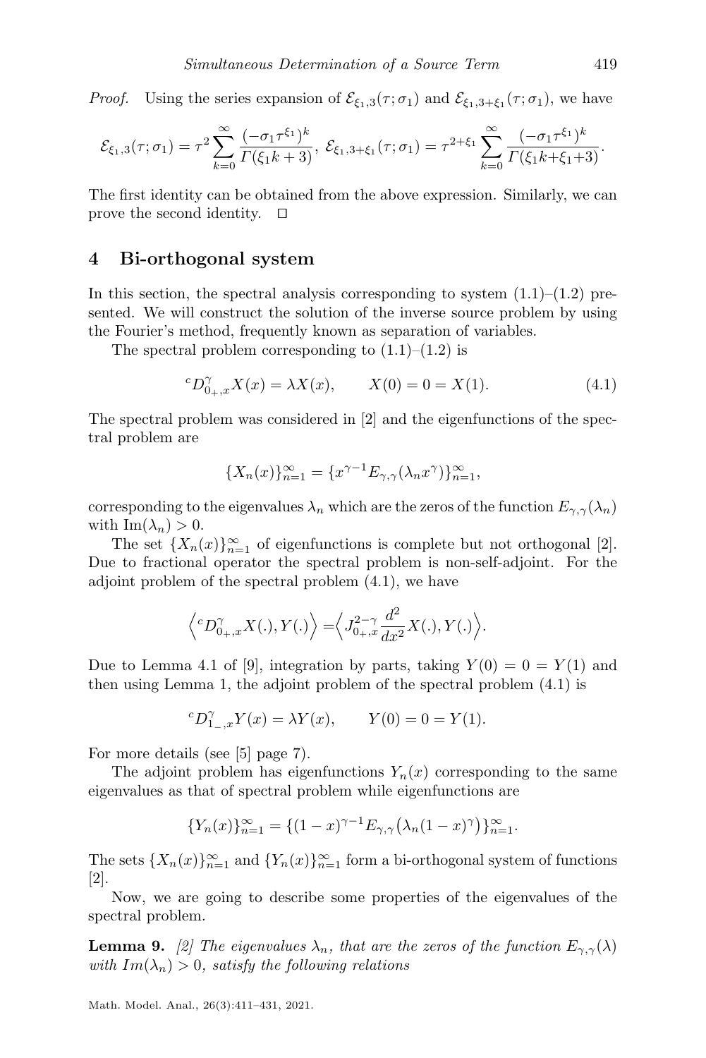*Proof.* Using the series expansion of $\mathcal{E}_{\xi_1,3}(\tau;\sigma_1)$ and $\mathcal{E}_{\xi_1,3+\xi_1}(\tau;\sigma_1)$, we have

$$\mathcal{E}_{\xi_1,3}(\tau;\sigma_1) = \tau^2 \sum_{k=0}^{\infty} \frac{(-\sigma_1 \tau^{\xi_1})^k}{\Gamma(\xi_1 k+3)},\ \mathcal{E}_{\xi_1,3+\xi_1}(\tau;\sigma_1) = \tau^{2+\xi_1} \sum_{k=0}^{\infty} \frac{(-\sigma_1 \tau^{\xi_1})^k}{\Gamma(\xi_1 k+\xi_1+3)}.$$

The first identity can be obtained from the above expression. Similarly, we can prove the second identity. □

## 4 Bi-orthogonal system

In this section, the spectral analysis corresponding to system (1.1)–(1.2) presented. We will construct the solution of the inverse source problem by using the Fourier's method, frequently known as separation of variables.

The spectral problem corresponding to (1.1)–(1.2) is

$${}^{c}D^{\gamma}_{0_+,x} X(x) = \lambda X(x), \qquad X(0) = 0 = X(1). \tag{4.1}$$

The spectral problem was considered in [2] and the eigenfunctions of the spectral problem are

$$\{X_n(x)\}_{n=1}^{\infty} = \{x^{\gamma-1} E_{\gamma,\gamma}(\lambda_n x^{\gamma})\}_{n=1}^{\infty},$$

corresponding to the eigenvalues $\lambda_n$ which are the zeros of the function $E_{\gamma,\gamma}(\lambda_n)$ with $\mathrm{Im}(\lambda_n) > 0$.

The set $\{X_n(x)\}_{n=1}^{\infty}$ of eigenfunctions is complete but not orthogonal [2]. Due to fractional operator the spectral problem is non-self-adjoint. For the adjoint problem of the spectral problem (4.1), we have

$$\Big\langle {}^{c}D^{\gamma}_{0_+,x} X(.), Y(.) \Big\rangle = \Big\langle J^{2-\gamma}_{0_+,x} \frac{d^2}{dx^2} X(.), Y(.) \Big\rangle.$$

Due to Lemma 4.1 of [9], integration by parts, taking $Y(0) = 0 = Y(1)$ and then using Lemma 1, the adjoint problem of the spectral problem (4.1) is

$${}^{c}D^{\gamma}_{1_-,x} Y(x) = \lambda Y(x), \qquad Y(0) = 0 = Y(1).$$

For more details (see [5] page 7).

The adjoint problem has eigenfunctions $Y_n(x)$ corresponding to the same eigenvalues as that of spectral problem while eigenfunctions are

$$\{Y_n(x)\}_{n=1}^{\infty} = \{(1-x)^{\gamma-1} E_{\gamma,\gamma}\big(\lambda_n (1-x)^{\gamma}\big)\}_{n=1}^{\infty}.$$

The sets $\{X_n(x)\}_{n=1}^{\infty}$ and $\{Y_n(x)\}_{n=1}^{\infty}$ form a bi-orthogonal system of functions [2].

Now, we are going to describe some properties of the eigenvalues of the spectral problem.

**Lemma 9.** *[2] The eigenvalues $\lambda_n$, that are the zeros of the function $E_{\gamma,\gamma}(\lambda)$ with $Im(\lambda_n) > 0$, satisfy the following relations*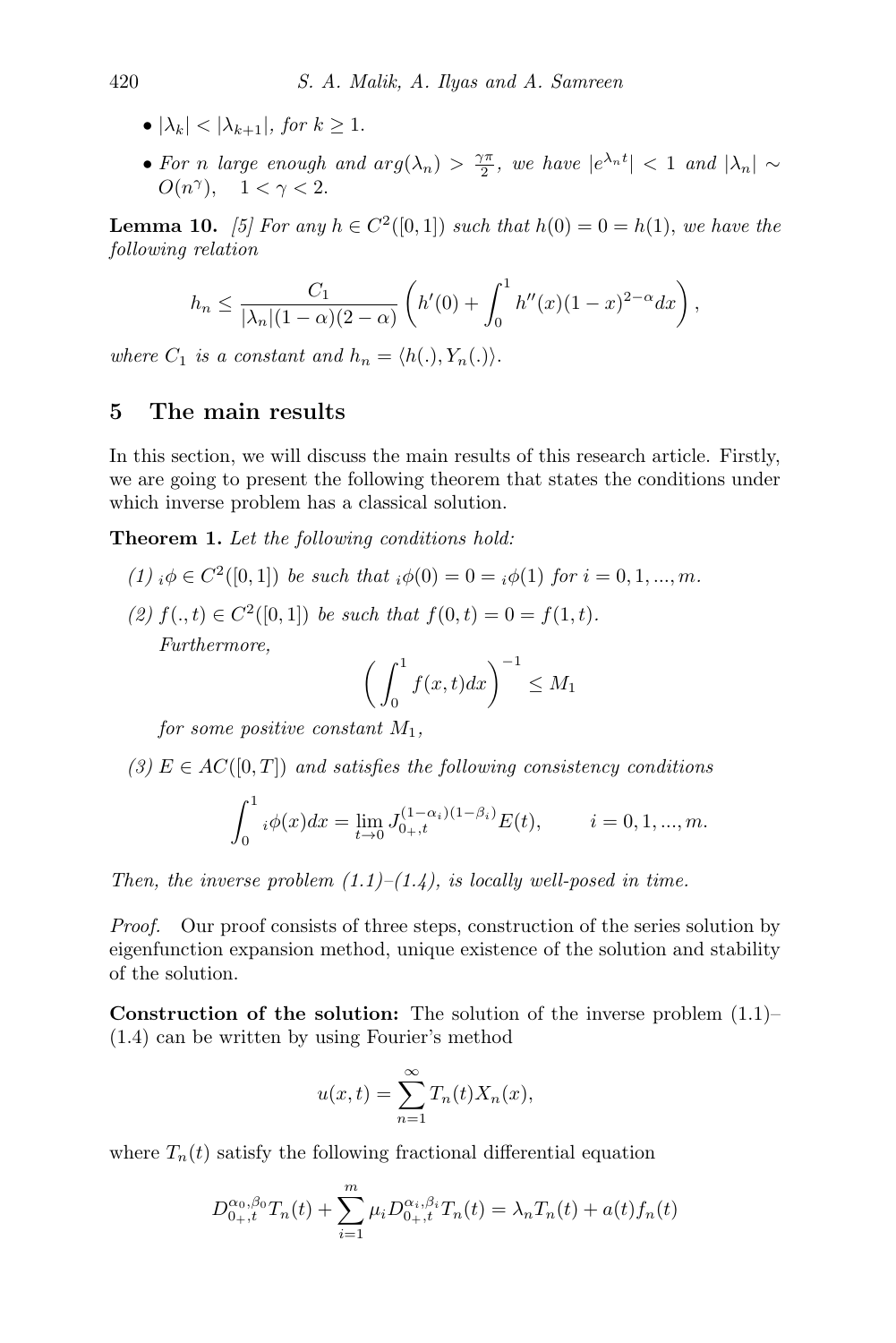- *$|\lambda_k| < |\lambda_{k+1}|$, for $k \geq 1$.*
- *For $n$ large enough and $arg(\lambda_n) > \frac{\gamma\pi}{2}$, we have $|e^{\lambda_n t}| < 1$ and $|\lambda_n| \sim O(n^{\gamma})$, $\quad 1 < \gamma < 2$.*

**Lemma 10.** *[5] For any $h \in C^2([0,1])$ such that $h(0) = 0 = h(1)$, we have the following relation*

$$h_n \leq \frac{C_1}{|\lambda_n|(1-\alpha)(2-\alpha)} \left( h'(0) + \int_0^1 h''(x)(1-x)^{2-\alpha} dx \right),$$

*where $C_1$ is a constant and $h_n = \langle h(.), Y_n(.) \rangle$.*

## 5 The main results

In this section, we will discuss the main results of this research article. Firstly, we are going to present the following theorem that states the conditions under which inverse problem has a classical solution.

**Theorem 1.** *Let the following conditions hold:*

*(1) ${}_i\phi \in C^2([0,1])$ be such that ${}_i\phi(0) = 0 = {}_i\phi(1)$ for $i = 0, 1, ..., m$.*

*(2) $f(.,t) \in C^2([0,1])$ be such that $f(0,t) = 0 = f(1,t)$.*
*Furthermore,*

$$\left( \int_0^1 f(x,t) dx \right)^{-1} \leq M_1$$

*for some positive constant $M_1$,*

*(3) $E \in AC([0,T])$ and satisfies the following consistency conditions*

$$\int_0^1 {}_i\phi(x) dx = \lim_{t \to 0} J_{0_+,t}^{(1-\alpha_i)(1-\beta_i)} E(t), \qquad i = 0, 1, ..., m.$$

*Then, the inverse problem (1.1)–(1.4), is locally well-posed in time.*

*Proof.* Our proof consists of three steps, construction of the series solution by eigenfunction expansion method, unique existence of the solution and stability of the solution.

**Construction of the solution:** The solution of the inverse problem (1.1)–(1.4) can be written by using Fourier's method

$$u(x,t) = \sum_{n=1}^{\infty} T_n(t) X_n(x),$$

where $T_n(t)$ satisfy the following fractional differential equation

$$D_{0_+,t}^{\alpha_0,\beta_0} T_n(t) + \sum_{i=1}^{m} \mu_i D_{0_+,t}^{\alpha_i,\beta_i} T_n(t) = \lambda_n T_n(t) + a(t) f_n(t)$$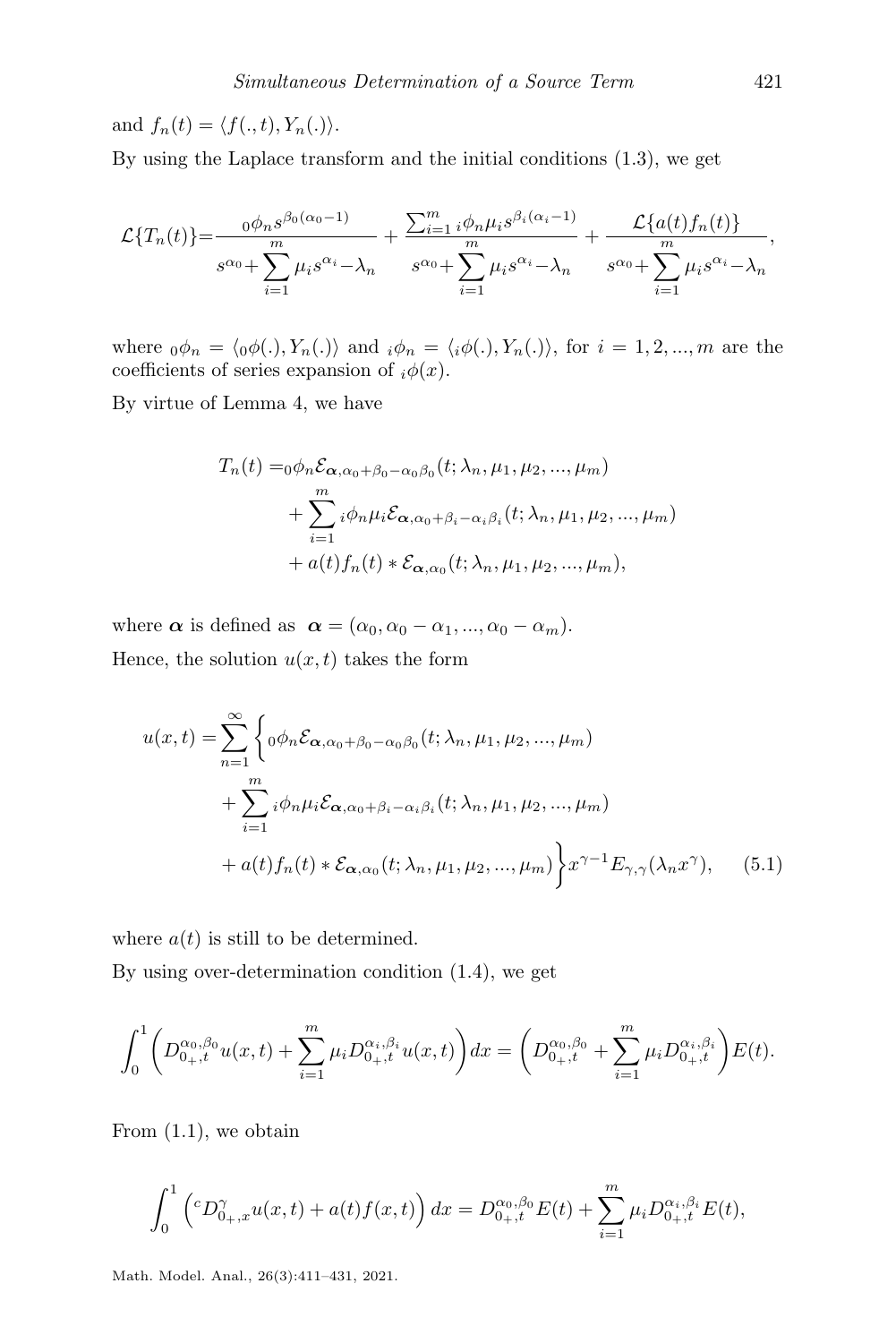and $f_n(t) = \langle f(.,t), Y_n(.)\rangle$.

By using the Laplace transform and the initial conditions (1.3), we get

$$\mathcal{L}\{T_n(t)\} = \frac{{}_0\phi_n s^{\beta_0(\alpha_0-1)}}{s^{\alpha_0} + \sum_{i=1}^{m} \mu_i s^{\alpha_i} - \lambda_n} + \frac{\sum_{i=1}^{m} {}_i\phi_n \mu_i s^{\beta_i(\alpha_i-1)}}{s^{\alpha_0} + \sum_{i=1}^{m} \mu_i s^{\alpha_i} - \lambda_n} + \frac{\mathcal{L}\{a(t)f_n(t)\}}{s^{\alpha_0} + \sum_{i=1}^{m} \mu_i s^{\alpha_i} - \lambda_n},$$

where ${}_0\phi_n = \langle {}_0\phi(.), Y_n(.)\rangle$ and ${}_i\phi_n = \langle {}_i\phi(.), Y_n(.)\rangle$, for $i = 1, 2, ..., m$ are the coefficients of series expansion of ${}_i\phi(x)$.

By virtue of Lemma 4, we have

$$\begin{aligned} T_n(t) =& {}_0\phi_n \mathcal{E}_{\boldsymbol{\alpha}, \alpha_0+\beta_0-\alpha_0\beta_0}(t; \lambda_n, \mu_1, \mu_2, ..., \mu_m) \\ &+ \sum_{i=1}^{m} {}_i\phi_n \mu_i \mathcal{E}_{\boldsymbol{\alpha}, \alpha_0+\beta_i-\alpha_i\beta_i}(t; \lambda_n, \mu_1, \mu_2, ..., \mu_m) \\ &+ a(t)f_n(t) * \mathcal{E}_{\boldsymbol{\alpha}, \alpha_0}(t; \lambda_n, \mu_1, \mu_2, ..., \mu_m), \end{aligned}$$

where $\boldsymbol{\alpha}$ is defined as $\boldsymbol{\alpha} = (\alpha_0, \alpha_0 - \alpha_1, ..., \alpha_0 - \alpha_m)$.

Hence, the solution $u(x,t)$ takes the form

$$\begin{aligned} u(x,t) = \sum_{n=1}^{\infty} \Big\{ & {}_0\phi_n \mathcal{E}_{\boldsymbol{\alpha}, \alpha_0+\beta_0-\alpha_0\beta_0}(t; \lambda_n, \mu_1, \mu_2, ..., \mu_m) \\ &+ \sum_{i=1}^{m} {}_i\phi_n \mu_i \mathcal{E}_{\boldsymbol{\alpha}, \alpha_0+\beta_i-\alpha_i\beta_i}(t; \lambda_n, \mu_1, \mu_2, ..., \mu_m) \\ &+ a(t)f_n(t) * \mathcal{E}_{\boldsymbol{\alpha}, \alpha_0}(t; \lambda_n, \mu_1, \mu_2, ..., \mu_m) \Big\} x^{\gamma-1} E_{\gamma,\gamma}(\lambda_n x^{\gamma}), \qquad (5.1) \end{aligned}$$

where $a(t)$ is still to be determined.

By using over-determination condition (1.4), we get

$$\int_0^1 \Big( D_{0_+,t}^{\alpha_0,\beta_0} u(x,t) + \sum_{i=1}^{m} \mu_i D_{0_+,t}^{\alpha_i,\beta_i} u(x,t) \Big) dx = \Big( D_{0_+,t}^{\alpha_0,\beta_0} + \sum_{i=1}^{m} \mu_i D_{0_+,t}^{\alpha_i,\beta_i} \Big) E(t).$$

From (1.1), we obtain

$$\int_0^1 \left( {}^c D_{0_+,x}^{\gamma} u(x,t) + a(t)f(x,t) \right) dx = D_{0_+,t}^{\alpha_0,\beta_0} E(t) + \sum_{i=1}^{m} \mu_i D_{0_+,t}^{\alpha_i,\beta_i} E(t),$$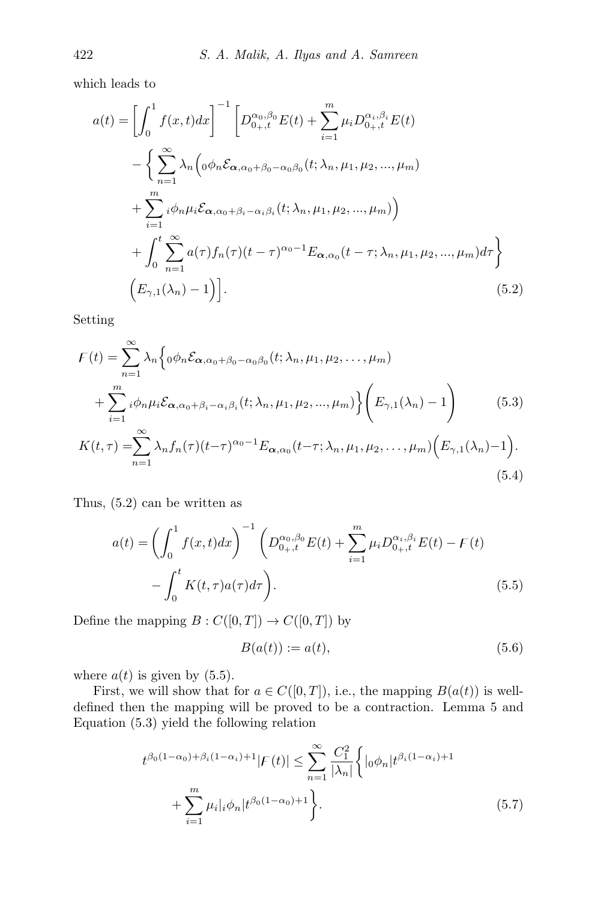which leads to

$$
\begin{aligned}
a(t) = \left[\int_0^1 f(x,t)dx\right]^{-1} \Bigg[ & D_{0_+,t}^{\alpha_0,\beta_0} E(t) + \sum_{i=1}^{m} \mu_i D_{0_+,t}^{\alpha_i,\beta_i} E(t) \\
& - \Bigg\{ \sum_{n=1}^{\infty} \lambda_n \Big( {}_0\phi_n \mathcal{E}_{\boldsymbol{\alpha},\alpha_0+\beta_0-\alpha_0\beta_0}(t;\lambda_n,\mu_1,\mu_2,...,\mu_m) \\
& + \sum_{i=1}^{m} {}_i\phi_n \mu_i \mathcal{E}_{\boldsymbol{\alpha},\alpha_0+\beta_i-\alpha_i\beta_i}(t;\lambda_n,\mu_1,\mu_2,...,\mu_m) \Big) \\
& + \int_0^t \sum_{n=1}^{\infty} a(\tau) f_n(\tau)(t-\tau)^{\alpha_0-1} E_{\boldsymbol{\alpha},\alpha_0}(t-\tau;\lambda_n,\mu_1,\mu_2,...,\mu_m) d\tau \Bigg\} \\
& \Big( E_{\gamma,1}(\lambda_n) - 1 \Big) \Bigg].
\end{aligned} \tag{5.2}
$$

Setting

$$
\begin{aligned}
\digamma(t) = & \sum_{n=1}^{\infty} \lambda_n \Big\{ {}_0\phi_n \mathcal{E}_{\boldsymbol{\alpha},\alpha_0+\beta_0-\alpha_0\beta_0}(t;\lambda_n,\mu_1,\mu_2,\ldots,\mu_m) \\
& + \sum_{i=1}^{m} {}_i\phi_n \mu_i \mathcal{E}_{\boldsymbol{\alpha},\alpha_0+\beta_i-\alpha_i\beta_i}(t;\lambda_n,\mu_1,\mu_2,...,\mu_m) \Big\} \Big( E_{\gamma,1}(\lambda_n) - 1 \Big)
\end{aligned} \tag{5.3}
$$

$$
K(t,\tau) = \sum_{n=1}^{\infty} \lambda_n f_n(\tau)(t-\tau)^{\alpha_0-1} E_{\boldsymbol{\alpha},\alpha_0}(t-\tau;\lambda_n,\mu_1,\mu_2,\ldots,\mu_m) \Big( E_{\gamma,1}(\lambda_n) - 1 \Big). \tag{5.4}
$$

Thus, (5.2) can be written as

$$
\begin{aligned}
a(t) = \left(\int_0^1 f(x,t)dx\right)^{-1} \Bigg( & D_{0_+,t}^{\alpha_0,\beta_0} E(t) + \sum_{i=1}^{m} \mu_i D_{0_+,t}^{\alpha_i,\beta_i} E(t) - \digamma(t) \\
& - \int_0^t K(t,\tau) a(\tau) d\tau \Bigg).
\end{aligned} \tag{5.5}
$$

Define the mapping $B : C([0,T]) \to C([0,T])$ by

$$
B(a(t)) := a(t), \tag{5.6}
$$

where $a(t)$ is given by (5.5).

First, we will show that for $a \in C([0,T])$, i.e., the mapping $B(a(t))$ is well-defined then the mapping will be proved to be a contraction. Lemma 5 and Equation (5.3) yield the following relation

$$
\begin{aligned}
t^{\beta_0(1-\alpha_0)+\beta_i(1-\alpha_i)+1} |\digamma(t)| \le \sum_{n=1}^{\infty} \frac{C_1^2}{|\lambda_n|} \Big\{ & |{}_0\phi_n| t^{\beta_i(1-\alpha_i)+1} \\
& + \sum_{i=1}^{m} \mu_i |{}_i\phi_n| t^{\beta_0(1-\alpha_0)+1} \Big\}.
\end{aligned} \tag{5.7}
$$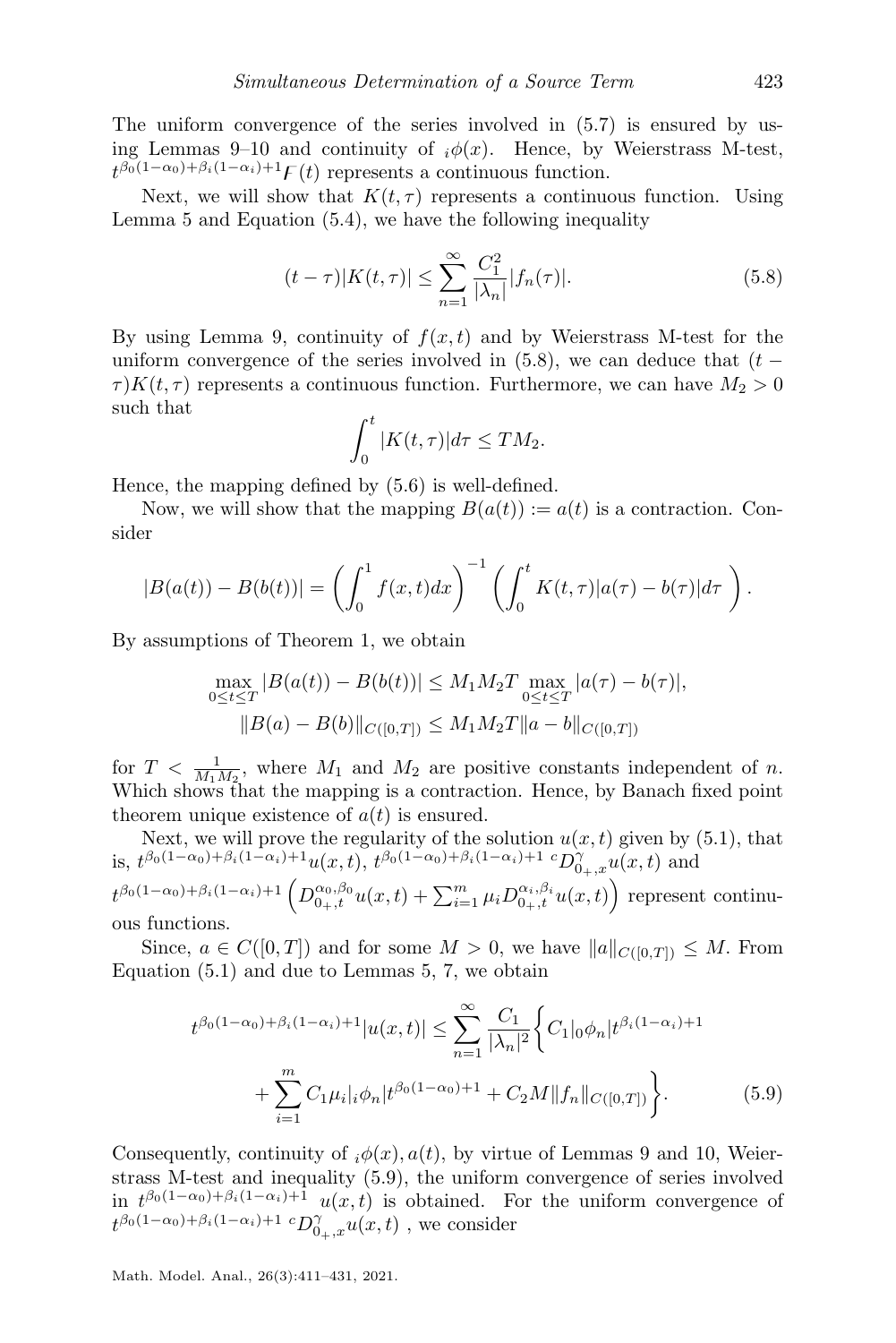The uniform convergence of the series involved in (5.7) is ensured by using Lemmas 9–10 and continuity of ${}_i\phi(x)$. Hence, by Weierstrass M-test, $t^{\beta_0(1-\alpha_0)+\beta_i(1-\alpha_i)+1}F(t)$ represents a continuous function.

Next, we will show that $K(t,\tau)$ represents a continuous function. Using Lemma 5 and Equation (5.4), we have the following inequality

$$(t-\tau)|K(t,\tau)| \leq \sum_{n=1}^{\infty} \frac{C_1^2}{|\lambda_n|}|f_n(\tau)|. \tag{5.8}$$

By using Lemma 9, continuity of $f(x,t)$ and by Weierstrass M-test for the uniform convergence of the series involved in (5.8), we can deduce that $(t-\tau)K(t,\tau)$ represents a continuous function. Furthermore, we can have $M_2 > 0$ such that

$$\int_0^t |K(t,\tau)|d\tau \leq TM_2.$$

Hence, the mapping defined by (5.6) is well-defined.

Now, we will show that the mapping $B(a(t)) := a(t)$ is a contraction. Consider

$$|B(a(t)) - B(b(t))| = \left(\int_0^1 f(x,t)dx\right)^{-1}\left(\int_0^t K(t,\tau)|a(\tau)-b(\tau)|d\tau\right).$$

By assumptions of Theorem 1, we obtain

$$\max_{0\leq t\leq T}|B(a(t)) - B(b(t))| \leq M_1M_2T\max_{0\leq t\leq T}|a(\tau)-b(\tau)|,$$
$$\|B(a)-B(b)\|_{C([0,T])} \leq M_1M_2T\|a-b\|_{C([0,T])}$$

for $T < \frac{1}{M_1M_2}$, where $M_1$ and $M_2$ are positive constants independent of $n$. Which shows that the mapping is a contraction. Hence, by Banach fixed point theorem unique existence of $a(t)$ is ensured.

Next, we will prove the regularity of the solution $u(x,t)$ given by (5.1), that is, $t^{\beta_0(1-\alpha_0)+\beta_i(1-\alpha_i)+1}u(x,t)$, $t^{\beta_0(1-\alpha_0)+\beta_i(1-\alpha_i)+1}\,{}^cD^{\gamma}_{0_+,x}u(x,t)$ and $t^{\beta_0(1-\alpha_0)+\beta_i(1-\alpha_i)+1}\left(D^{\alpha_0,\beta_0}_{0_+,t}u(x,t)+\sum_{i=1}^m \mu_i D^{\alpha_i,\beta_i}_{0_+,t}u(x,t)\right)$ represent continuous functions.

Since, $a \in C([0,T])$ and for some $M > 0$, we have $\|a\|_{C([0,T])} \leq M$. From Equation (5.1) and due to Lemmas 5, 7, we obtain

$$t^{\beta_0(1-\alpha_0)+\beta_i(1-\alpha_i)+1}|u(x,t)| \leq \sum_{n=1}^{\infty}\frac{C_1}{|\lambda_n|^2}\bigg\{C_1|{}_0\phi_n|t^{\beta_i(1-\alpha_i)+1}$$
$$+\sum_{i=1}^m C_1\mu_i|{}_i\phi_n|t^{\beta_0(1-\alpha_0)+1} + C_2M\|f_n\|_{C([0,T])}\bigg\}. \tag{5.9}$$

Consequently, continuity of ${}_i\phi(x), a(t)$, by virtue of Lemmas 9 and 10, Weierstrass M-test and inequality (5.9), the uniform convergence of series involved in $t^{\beta_0(1-\alpha_0)+\beta_i(1-\alpha_i)+1}\;u(x,t)$ is obtained. For the uniform convergence of $t^{\beta_0(1-\alpha_0)+\beta_i(1-\alpha_i)+1}\,{}^cD^{\gamma}_{0_+,x}u(x,t)$ , we consider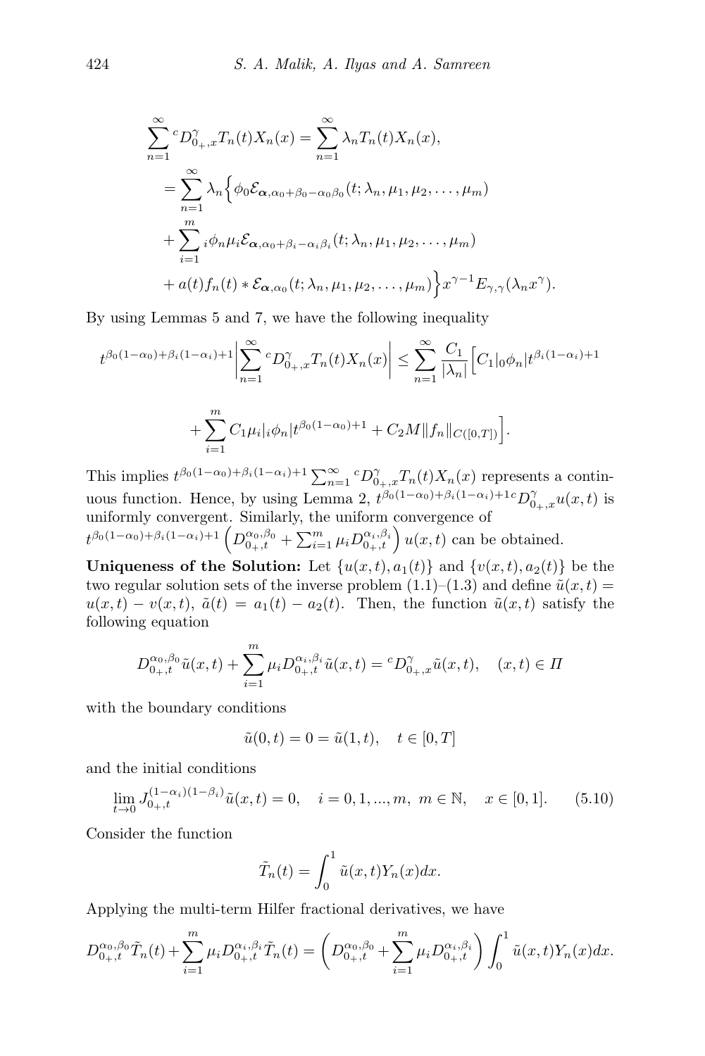$$
\begin{aligned}
\sum_{n=1}^{\infty} {}^{c}D_{0_+,x}^{\gamma} T_n(t) X_n(x) &= \sum_{n=1}^{\infty} \lambda_n T_n(t) X_n(x), \\
&= \sum_{n=1}^{\infty} \lambda_n \Big\{ \phi_0 \mathcal{E}_{\boldsymbol{\alpha},\alpha_0+\beta_0-\alpha_0\beta_0}(t; \lambda_n, \mu_1, \mu_2, \ldots, \mu_m) \\
&+ \sum_{i=1}^{m} {}_i\phi_n \mu_i \mathcal{E}_{\boldsymbol{\alpha},\alpha_0+\beta_i-\alpha_i\beta_i}(t; \lambda_n, \mu_1, \mu_2, \ldots, \mu_m) \\
&+ a(t) f_n(t) * \mathcal{E}_{\boldsymbol{\alpha},\alpha_0}(t; \lambda_n, \mu_1, \mu_2, \ldots, \mu_m) \Big\} x^{\gamma-1} E_{\gamma,\gamma}(\lambda_n x^{\gamma}).
\end{aligned}
$$

By using Lemmas 5 and 7, we have the following inequality

$$
t^{\beta_0(1-\alpha_0)+\beta_i(1-\alpha_i)+1} \left| \sum_{n=1}^{\infty} {}^{c}D_{0_+,x}^{\gamma} T_n(t) X_n(x) \right| \leq \sum_{n=1}^{\infty} \frac{C_1}{|\lambda_n|} \Big[ C_1 |{}_0\phi_n| t^{\beta_i(1-\alpha_i)+1}
$$

$$
+ \sum_{i=1}^{m} C_1 \mu_i |{}_i\phi_n| t^{\beta_0(1-\alpha_0)+1} + C_2 M \|f_n\|_{C([0,T])} \Big].
$$

This implies $t^{\beta_0(1-\alpha_0)+\beta_i(1-\alpha_i)+1} \sum_{n=1}^{\infty} {}^{c}D_{0_+,x}^{\gamma} T_n(t) X_n(x)$ represents a continuous function. Hence, by using Lemma 2, $t^{\beta_0(1-\alpha_0)+\beta_i(1-\alpha_i)+1} {}^{c}D_{0_+,x}^{\gamma} u(x,t)$ is uniformly convergent. Similarly, the uniform convergence of $t^{\beta_0(1-\alpha_0)+\beta_i(1-\alpha_i)+1} \left( D_{0_+,t}^{\alpha_0,\beta_0} + \sum_{i=1}^{m} \mu_i D_{0_+,t}^{\alpha_i,\beta_i} \right) u(x,t)$ can be obtained.

**Uniqueness of the Solution:** Let $\{u(x,t), a_1(t)\}$ and $\{v(x,t), a_2(t)\}$ be the two regular solution sets of the inverse problem (1.1)–(1.3) and define $\tilde{u}(x,t) = u(x,t) - v(x,t)$, $\tilde{a}(t) = a_1(t) - a_2(t)$. Then, the function $\tilde{u}(x,t)$ satisfy the following equation

$$
D_{0_+,t}^{\alpha_0,\beta_0} \tilde{u}(x,t) + \sum_{i=1}^{m} \mu_i D_{0_+,t}^{\alpha_i,\beta_i} \tilde{u}(x,t) = {}^{c}D_{0_+,x}^{\gamma} \tilde{u}(x,t), \quad (x,t) \in \Pi
$$

with the boundary conditions

$$
\tilde{u}(0,t) = 0 = \tilde{u}(1,t), \quad t \in [0,T]
$$

and the initial conditions

$$
\lim_{t\to 0} J_{0_+,t}^{(1-\alpha_i)(1-\beta_i)} \tilde{u}(x,t) = 0, \quad i = 0,1,...,m, \; m \in \mathbb{N}, \quad x \in [0,1]. \qquad (5.10)
$$

Consider the function

$$
\tilde{T}_n(t) = \int_0^1 \tilde{u}(x,t) Y_n(x) dx.
$$

Applying the multi-term Hilfer fractional derivatives, we have

$$
D_{0_+,t}^{\alpha_0,\beta_0} \tilde{T}_n(t) + \sum_{i=1}^{m} \mu_i D_{0_+,t}^{\alpha_i,\beta_i} \tilde{T}_n(t) = \left( D_{0_+,t}^{\alpha_0,\beta_0} + \sum_{i=1}^{m} \mu_i D_{0_+,t}^{\alpha_i,\beta_i} \right) \int_0^1 \tilde{u}(x,t) Y_n(x) dx.
$$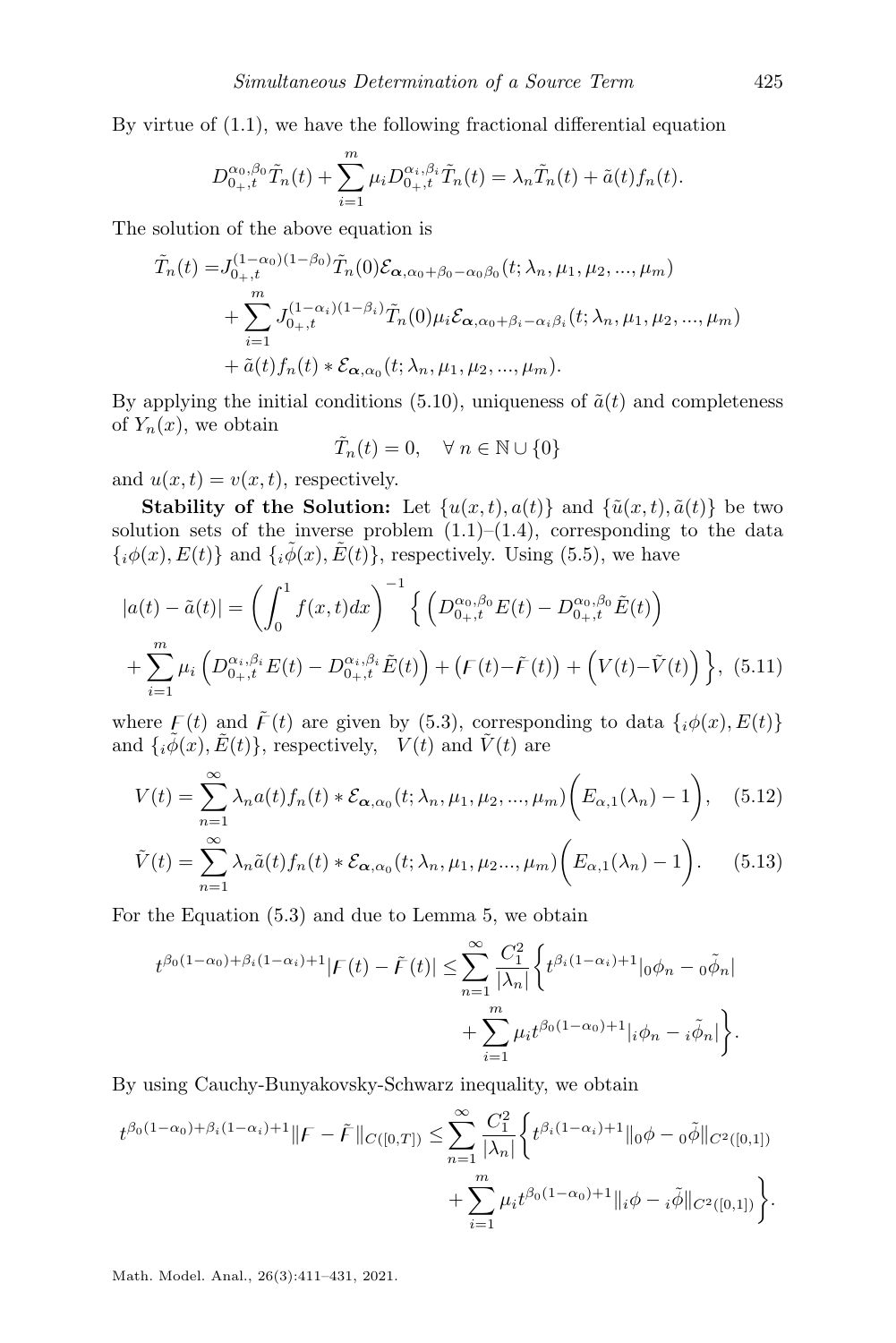By virtue of (1.1), we have the following fractional differential equation

$$D_{0_+,t}^{\alpha_0,\beta_0}\tilde{T}_n(t)+\sum_{i=1}^{m}\mu_i D_{0_+,t}^{\alpha_i,\beta_i}\tilde{T}_n(t)=\lambda_n\tilde{T}_n(t)+\tilde{a}(t)f_n(t).$$

The solution of the above equation is

$$\begin{aligned}\tilde{T}_n(t)=&J_{0_+,t}^{(1-\alpha_0)(1-\beta_0)}\tilde{T}_n(0)\mathcal{E}_{\boldsymbol{\alpha},\alpha_0+\beta_0-\alpha_0\beta_0}(t;\lambda_n,\mu_1,\mu_2,...,\mu_m)\\&+\sum_{i=1}^{m}J_{0_+,t}^{(1-\alpha_i)(1-\beta_i)}\tilde{T}_n(0)\mu_i\mathcal{E}_{\boldsymbol{\alpha},\alpha_0+\beta_i-\alpha_i\beta_i}(t;\lambda_n,\mu_1,\mu_2,...,\mu_m)\\&+\tilde{a}(t)f_n(t)*\mathcal{E}_{\boldsymbol{\alpha},\alpha_0}(t;\lambda_n,\mu_1,\mu_2,...,\mu_m).\end{aligned}$$

By applying the initial conditions (5.10), uniqueness of $\tilde{a}(t)$ and completeness of $Y_n(x)$, we obtain

$$\tilde{T}_n(t)=0,\quad \forall\, n\in\mathbb{N}\cup\{0\}$$

and $u(x,t)=v(x,t)$, respectively.

**Stability of the Solution:** Let $\{u(x,t),a(t)\}$ and $\{\tilde{u}(x,t),\tilde{a}(t)\}$ be two solution sets of the inverse problem (1.1)–(1.4), corresponding to the data $\{{}_i\phi(x),E(t)\}$ and $\{{}_i\tilde{\phi}(x),\tilde{E}(t)\}$, respectively. Using (5.5), we have

$$\begin{aligned}|a(t)-\tilde{a}(t)|=&\left(\int_0^1 f(x,t)dx\right)^{-1}\Big\{\Big(D_{0_+,t}^{\alpha_0,\beta_0}E(t)-D_{0_+,t}^{\alpha_0,\beta_0}\tilde{E}(t)\Big)\\&+\sum_{i=1}^{m}\mu_i\Big(D_{0_+,t}^{\alpha_i,\beta_i}E(t)-D_{0_+,t}^{\alpha_i,\beta_i}\tilde{E}(t)\Big)+\big(F(t)-\tilde{F}(t)\big)+\Big(V(t)-\tilde{V}(t)\Big)\Big\},\quad (5.11)\end{aligned}$$

where $F(t)$ and $\tilde{F}(t)$ are given by (5.3), corresponding to data $\{{}_i\phi(x),E(t)\}$ and $\{{}_i\tilde{\phi}(x),\tilde{E}(t)\}$, respectively, $V(t)$ and $\tilde{V}(t)$ are

$$V(t)=\sum_{n=1}^{\infty}\lambda_n a(t)f_n(t)*\mathcal{E}_{\boldsymbol{\alpha},\alpha_0}(t;\lambda_n,\mu_1,\mu_2,...,\mu_m)\Big(E_{\alpha,1}(\lambda_n)-1\Big),\quad (5.12)$$

$$\tilde{V}(t)=\sum_{n=1}^{\infty}\lambda_n \tilde{a}(t)f_n(t)*\mathcal{E}_{\boldsymbol{\alpha},\alpha_0}(t;\lambda_n,\mu_1,\mu_2...,\mu_m)\Big(E_{\alpha,1}(\lambda_n)-1\Big).\quad (5.13)$$

For the Equation (5.3) and due to Lemma 5, we obtain

$$\begin{aligned}t^{\beta_0(1-\alpha_0)+\beta_i(1-\alpha_i)+1}|F(t)-\tilde{F}(t)|\leq&\sum_{n=1}^{\infty}\frac{C_1^2}{|\lambda_n|}\Big\{t^{\beta_i(1-\alpha_i)+1}|{}_0\phi_n-{}_0\tilde{\phi}_n|\\&+\sum_{i=1}^{m}\mu_i t^{\beta_0(1-\alpha_0)+1}|{}_i\phi_n-{}_i\tilde{\phi}_n|\Big\}.\end{aligned}$$

By using Cauchy-Bunyakovsky-Schwarz inequality, we obtain

$$\begin{aligned}t^{\beta_0(1-\alpha_0)+\beta_i(1-\alpha_i)+1}\|F-\tilde{F}\|_{C([0,T])}\leq&\sum_{n=1}^{\infty}\frac{C_1^2}{|\lambda_n|}\Big\{t^{\beta_i(1-\alpha_i)+1}\|{}_0\phi-{}_0\tilde{\phi}\|_{C^2([0,1])}\\&+\sum_{i=1}^{m}\mu_i t^{\beta_0(1-\alpha_0)+1}\|{}_i\phi-{}_i\tilde{\phi}\|_{C^2([0,1])}\Big\}.\end{aligned}$$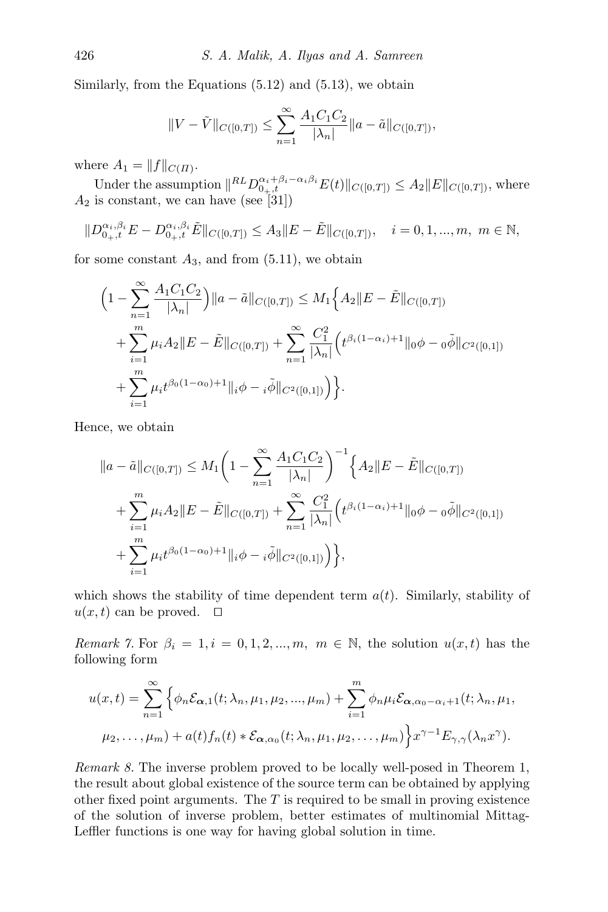Similarly, from the Equations (5.12) and (5.13), we obtain

$$\|V-\tilde{V}\|_{C([0,T])} \le \sum_{n=1}^{\infty} \frac{A_1 C_1 C_2}{|\lambda_n|} \|a-\tilde{a}\|_{C([0,T])},$$

where $A_1 = \|f\|_{C(\Pi)}$.

Under the assumption $\|{}^{RL}D_{0_+,t}^{\alpha_i+\beta_i-\alpha_i\beta_i} E(t)\|_{C([0,T])} \le A_2 \|E\|_{C([0,T])}$, where $A_2$ is constant, we can have (see [31])

$$\|D_{0_+,t}^{\alpha_i,\beta_i} E - D_{0_+,t}^{\alpha_i,\beta_i} \tilde{E}\|_{C([0,T])} \le A_3 \|E-\tilde{E}\|_{C([0,T])}, \quad i=0,1,...,m,\ m\in\mathbb{N},$$

for some constant $A_3$, and from (5.11), we obtain

$$\begin{aligned}
\Big(1-\sum_{n=1}^{\infty} \frac{A_1 C_1 C_2}{|\lambda_n|}\Big)\|a-\tilde{a}\|_{C([0,T])} &\le M_1 \Big\{ A_2 \|E-\tilde{E}\|_{C([0,T])} \\
&+ \sum_{i=1}^{m} \mu_i A_2 \|E-\tilde{E}\|_{C([0,T])} + \sum_{n=1}^{\infty} \frac{C_1^2}{|\lambda_n|} \Big( t^{\beta_i(1-\alpha_i)+1} \|{}_0\phi - {}_0\tilde{\phi}\|_{C^2([0,1])} \\
&+ \sum_{i=1}^{m} \mu_i t^{\beta_0(1-\alpha_0)+1} \|{}_i\phi - {}_i\tilde{\phi}\|_{C^2([0,1])} \Big) \Big\}.
\end{aligned}$$

Hence, we obtain

$$\begin{aligned}
\|a-\tilde{a}\|_{C([0,T])} &\le M_1 \Big(1-\sum_{n=1}^{\infty} \frac{A_1 C_1 C_2}{|\lambda_n|}\Big)^{-1} \Big\{ A_2 \|E-\tilde{E}\|_{C([0,T])} \\
&+ \sum_{i=1}^{m} \mu_i A_2 \|E-\tilde{E}\|_{C([0,T])} + \sum_{n=1}^{\infty} \frac{C_1^2}{|\lambda_n|} \Big( t^{\beta_i(1-\alpha_i)+1} \|{}_0\phi - {}_0\tilde{\phi}\|_{C^2([0,1])} \\
&+ \sum_{i=1}^{m} \mu_i t^{\beta_0(1-\alpha_0)+1} \|{}_i\phi - {}_i\tilde{\phi}\|_{C^2([0,1])} \Big) \Big\},
\end{aligned}$$

which shows the stability of time dependent term $a(t)$. Similarly, stability of $u(x,t)$ can be proved. □

*Remark 7.* For $\beta_i = 1, i = 0,1,2,...,m,\ m\in\mathbb{N}$, the solution $u(x,t)$ has the following form

$$\begin{aligned}
u(x,t) = \sum_{n=1}^{\infty} \Big\{ &\phi_n \mathcal{E}_{\boldsymbol{\alpha},1}(t;\lambda_n,\mu_1,\mu_2,...,\mu_m) + \sum_{i=1}^{m} \phi_n \mu_i \mathcal{E}_{\boldsymbol{\alpha},\alpha_0-\alpha_i+1}(t;\lambda_n,\mu_1, \\
&\mu_2,\ldots,\mu_m) + a(t) f_n(t) * \mathcal{E}_{\boldsymbol{\alpha},\alpha_0}(t;\lambda_n,\mu_1,\mu_2,\ldots,\mu_m) \Big\} x^{\gamma-1} E_{\gamma,\gamma}(\lambda_n x^{\gamma}).
\end{aligned}$$

*Remark 8.* The inverse problem proved to be locally well-posed in Theorem 1, the result about global existence of the source term can be obtained by applying other fixed point arguments. The $T$ is required to be small in proving existence of the solution of inverse problem, better estimates of multinomial Mittag-Leffler functions is one way for having global solution in time.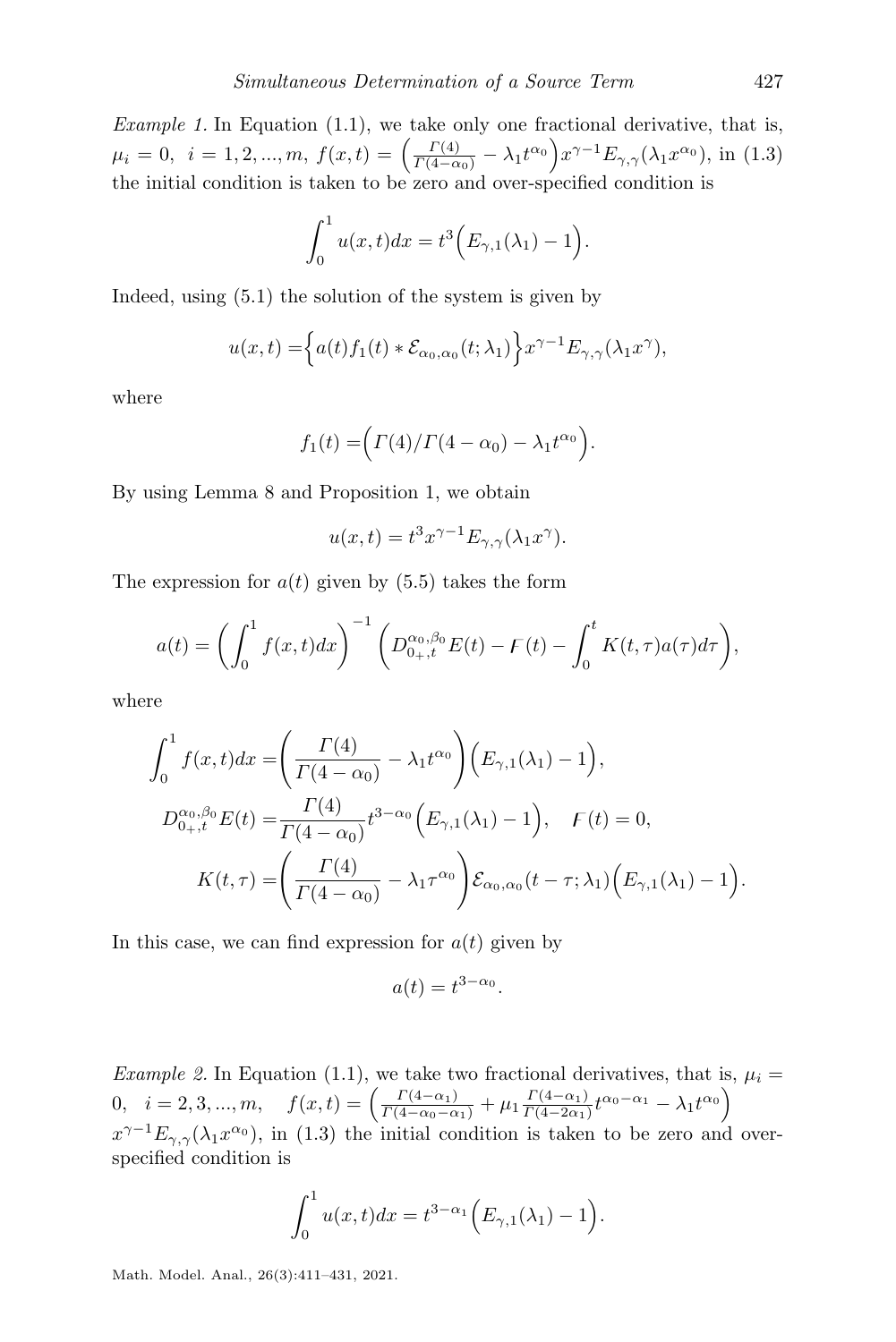*Example 1.* In Equation (1.1), we take only one fractional derivative, that is, $\mu_i = 0,\ \ i = 1, 2, ..., m,\ f(x,t) = \Big(\frac{\Gamma(4)}{\Gamma(4-\alpha_0)} - \lambda_1 t^{\alpha_0}\Big) x^{\gamma-1} E_{\gamma,\gamma}(\lambda_1 x^{\alpha_0})$, in (1.3) the initial condition is taken to be zero and over-specified condition is

$$\int_0^1 u(x,t)dx = t^3\Big(E_{\gamma,1}(\lambda_1) - 1\Big).$$

Indeed, using (5.1) the solution of the system is given by

$$u(x,t) = \Big\{a(t)f_1(t) * \mathcal{E}_{\alpha_0,\alpha_0}(t;\lambda_1)\Big\} x^{\gamma-1} E_{\gamma,\gamma}(\lambda_1 x^{\gamma}),$$

where

$$f_1(t) = \Big(\Gamma(4)/\Gamma(4-\alpha_0) - \lambda_1 t^{\alpha_0}\Big).$$

By using Lemma 8 and Proposition 1, we obtain

$$u(x,t) = t^3 x^{\gamma-1} E_{\gamma,\gamma}(\lambda_1 x^{\gamma}).$$

The expression for $a(t)$ given by (5.5) takes the form

$$a(t) = \left(\int_0^1 f(x,t)dx\right)^{-1} \left(D_{0+,t}^{\alpha_0,\beta_0} E(t) - F(t) - \int_0^t K(t,\tau)a(\tau)d\tau\right),$$

where

$$\begin{aligned}
\int_0^1 f(x,t)dx =& \left(\frac{\Gamma(4)}{\Gamma(4-\alpha_0)} - \lambda_1 t^{\alpha_0}\right)\Big(E_{\gamma,1}(\lambda_1) - 1\Big), \\
D_{0+,t}^{\alpha_0,\beta_0} E(t) =& \frac{\Gamma(4)}{\Gamma(4-\alpha_0)} t^{3-\alpha_0}\Big(E_{\gamma,1}(\lambda_1) - 1\Big), \quad F(t) = 0, \\
K(t,\tau) =& \left(\frac{\Gamma(4)}{\Gamma(4-\alpha_0)} - \lambda_1 \tau^{\alpha_0}\right)\mathcal{E}_{\alpha_0,\alpha_0}(t-\tau;\lambda_1)\Big(E_{\gamma,1}(\lambda_1) - 1\Big).
\end{aligned}$$

In this case, we can find expression for $a(t)$ given by

$$a(t) = t^{3-\alpha_0}.$$

*Example 2.* In Equation (1.1), we take two fractional derivatives, that is, $\mu_i = 0,\ \ i = 2, 3, ..., m,\quad f(x,t) = \Big(\frac{\Gamma(4-\alpha_1)}{\Gamma(4-\alpha_0-\alpha_1)} + \mu_1 \frac{\Gamma(4-\alpha_1)}{\Gamma(4-2\alpha_1)} t^{\alpha_0-\alpha_1} - \lambda_1 t^{\alpha_0}\Big)$ $x^{\gamma-1} E_{\gamma,\gamma}(\lambda_1 x^{\alpha_0})$, in (1.3) the initial condition is taken to be zero and over-specified condition is

$$\int_0^1 u(x,t)dx = t^{3-\alpha_1}\Big(E_{\gamma,1}(\lambda_1) - 1\Big).$$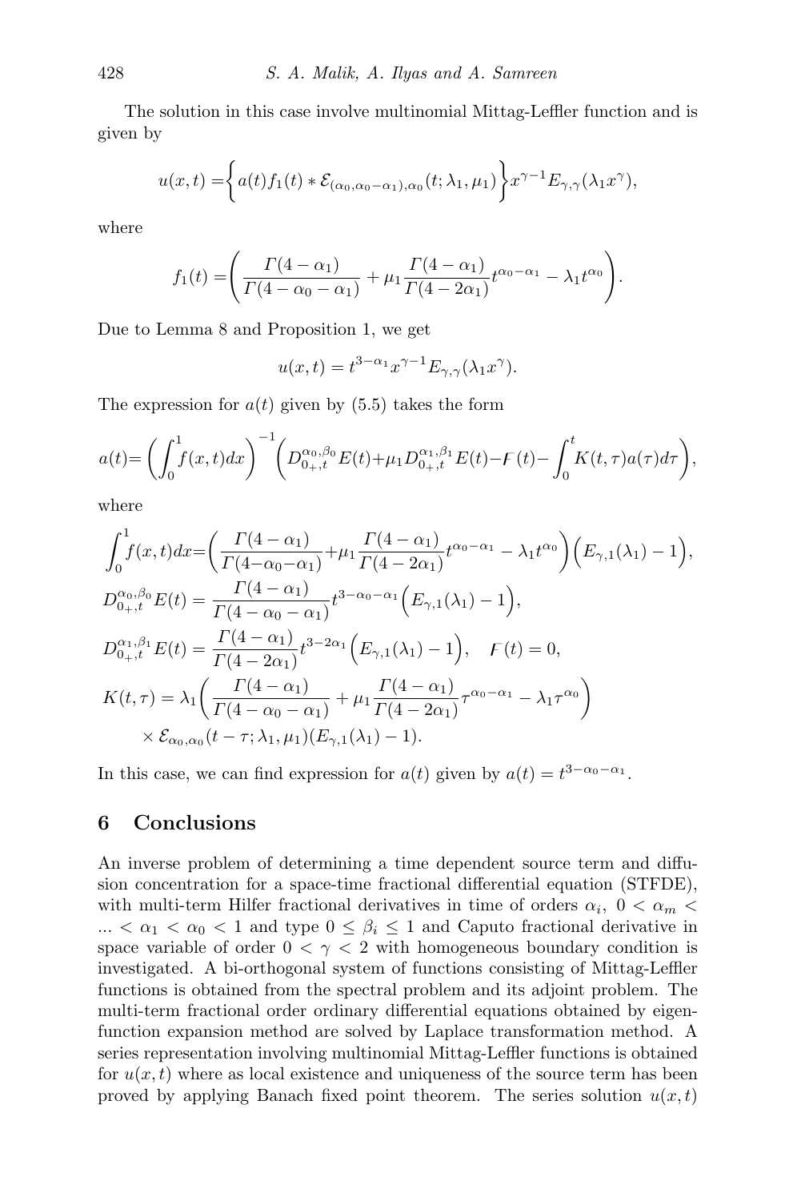The solution in this case involve multinomial Mittag-Leffler function and is given by

$$u(x,t) = \left\{ a(t) f_1(t) * \mathcal{E}_{(\alpha_0, \alpha_0 - \alpha_1), \alpha_0}(t; \lambda_1, \mu_1) \right\} x^{\gamma - 1} E_{\gamma,\gamma}(\lambda_1 x^\gamma),$$

where

$$f_1(t) = \left( \frac{\Gamma(4-\alpha_1)}{\Gamma(4-\alpha_0-\alpha_1)} + \mu_1 \frac{\Gamma(4-\alpha_1)}{\Gamma(4-2\alpha_1)} t^{\alpha_0 - \alpha_1} - \lambda_1 t^{\alpha_0} \right).$$

Due to Lemma 8 and Proposition 1, we get

$$u(x,t) = t^{3-\alpha_1} x^{\gamma-1} E_{\gamma,\gamma}(\lambda_1 x^\gamma).$$

The expression for $a(t)$ given by (5.5) takes the form

$$a(t) = \left( \int_0^1 f(x,t) dx \right)^{-1} \left( D_{0_+,t}^{\alpha_0,\beta_0} E(t) + \mu_1 D_{0_+,t}^{\alpha_1,\beta_1} E(t) - F(t) - \int_0^t K(t,\tau) a(\tau) d\tau \right),$$

where

$$\int_0^1 f(x,t) dx = \left( \frac{\Gamma(4-\alpha_1)}{\Gamma(4-\alpha_0-\alpha_1)} + \mu_1 \frac{\Gamma(4-\alpha_1)}{\Gamma(4-2\alpha_1)} t^{\alpha_0-\alpha_1} - \lambda_1 t^{\alpha_0} \right) \left( E_{\gamma,1}(\lambda_1) - 1 \right),$$

$$D_{0_+,t}^{\alpha_0,\beta_0} E(t) = \frac{\Gamma(4-\alpha_1)}{\Gamma(4-\alpha_0-\alpha_1)} t^{3-\alpha_0-\alpha_1} \left( E_{\gamma,1}(\lambda_1) - 1 \right),$$

$$D_{0_+,t}^{\alpha_1,\beta_1} E(t) = \frac{\Gamma(4-\alpha_1)}{\Gamma(4-2\alpha_1)} t^{3-2\alpha_1} \left( E_{\gamma,1}(\lambda_1) - 1 \right), \quad F(t) = 0,$$

$$K(t,\tau) = \lambda_1 \left( \frac{\Gamma(4-\alpha_1)}{\Gamma(4-\alpha_0-\alpha_1)} + \mu_1 \frac{\Gamma(4-\alpha_1)}{\Gamma(4-2\alpha_1)} \tau^{\alpha_0-\alpha_1} - \lambda_1 \tau^{\alpha_0} \right) \times \mathcal{E}_{\alpha_0,\alpha_0}(t-\tau; \lambda_1, \mu_1)(E_{\gamma,1}(\lambda_1) - 1).$$

In this case, we can find expression for $a(t)$ given by $a(t) = t^{3-\alpha_0-\alpha_1}$.

## 6 Conclusions

An inverse problem of determining a time dependent source term and diffusion concentration for a space-time fractional differential equation (STFDE), with multi-term Hilfer fractional derivatives in time of orders $\alpha_i$, $0 < \alpha_m < ... < \alpha_1 < \alpha_0 < 1$ and type $0 \leq \beta_i \leq 1$ and Caputo fractional derivative in space variable of order $0 < \gamma < 2$ with homogeneous boundary condition is investigated. A bi-orthogonal system of functions consisting of Mittag-Leffler functions is obtained from the spectral problem and its adjoint problem. The multi-term fractional order ordinary differential equations obtained by eigenfunction expansion method are solved by Laplace transformation method. A series representation involving multinomial Mittag-Leffler functions is obtained for $u(x,t)$ where as local existence and uniqueness of the source term has been proved by applying Banach fixed point theorem. The series solution $u(x,t)$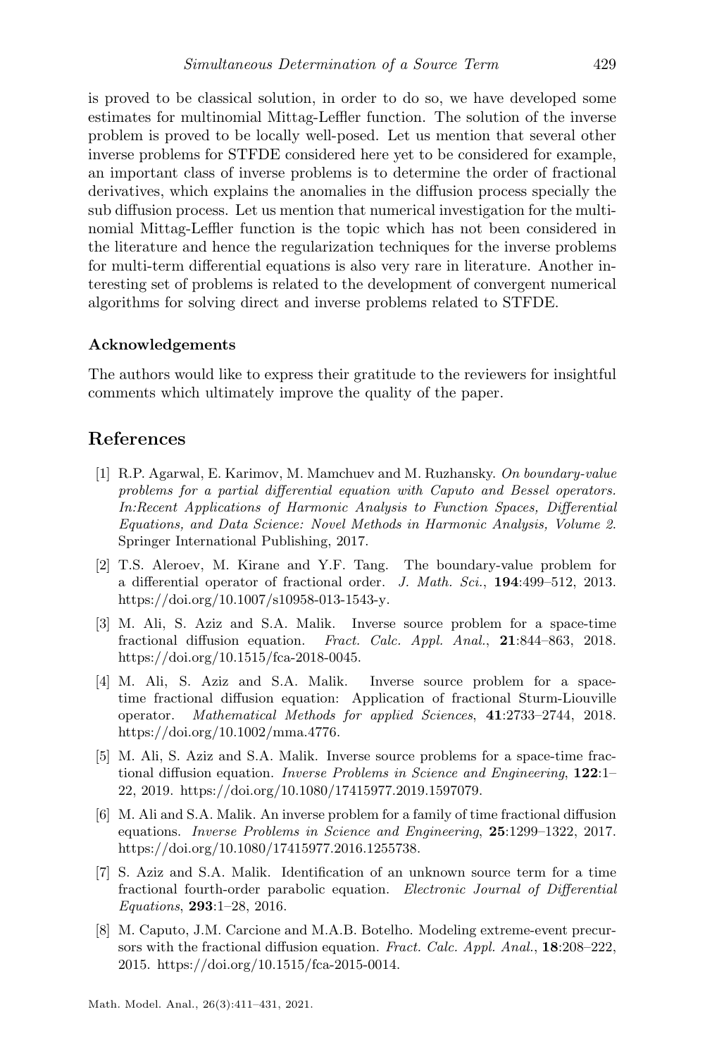is proved to be classical solution, in order to do so, we have developed some estimates for multinomial Mittag-Leffler function. The solution of the inverse problem is proved to be locally well-posed. Let us mention that several other inverse problems for STFDE considered here yet to be considered for example, an important class of inverse problems is to determine the order of fractional derivatives, which explains the anomalies in the diffusion process specially the sub diffusion process. Let us mention that numerical investigation for the multinomial Mittag-Leffler function is the topic which has not been considered in the literature and hence the regularization techniques for the inverse problems for multi-term differential equations is also very rare in literature. Another interesting set of problems is related to the development of convergent numerical algorithms for solving direct and inverse problems related to STFDE.

### Acknowledgements

The authors would like to express their gratitude to the reviewers for insightful comments which ultimately improve the quality of the paper.

## References

[1] R.P. Agarwal, E. Karimov, M. Mamchuev and M. Ruzhansky. *On boundary-value problems for a partial differential equation with Caputo and Bessel operators. In:Recent Applications of Harmonic Analysis to Function Spaces, Differential Equations, and Data Science: Novel Methods in Harmonic Analysis, Volume 2*. Springer International Publishing, 2017.

[2] T.S. Aleroev, M. Kirane and Y.F. Tang. The boundary-value problem for a differential operator of fractional order. *J. Math. Sci.*, **194**:499–512, 2013. https://doi.org/10.1007/s10958-013-1543-y.

[3] M. Ali, S. Aziz and S.A. Malik. Inverse source problem for a space-time fractional diffusion equation. *Fract. Calc. Appl. Anal.*, **21**:844–863, 2018. https://doi.org/10.1515/fca-2018-0045.

[4] M. Ali, S. Aziz and S.A. Malik. Inverse source problem for a space-time fractional diffusion equation: Application of fractional Sturm-Liouville operator. *Mathematical Methods for applied Sciences*, **41**:2733–2744, 2018. https://doi.org/10.1002/mma.4776.

[5] M. Ali, S. Aziz and S.A. Malik. Inverse source problems for a space-time fractional diffusion equation. *Inverse Problems in Science and Engineering*, **122**:1–22, 2019. https://doi.org/10.1080/17415977.2019.1597079.

[6] M. Ali and S.A. Malik. An inverse problem for a family of time fractional diffusion equations. *Inverse Problems in Science and Engineering*, **25**:1299–1322, 2017. https://doi.org/10.1080/17415977.2016.1255738.

[7] S. Aziz and S.A. Malik. Identification of an unknown source term for a time fractional fourth-order parabolic equation. *Electronic Journal of Differential Equations*, **293**:1–28, 2016.

[8] M. Caputo, J.M. Carcione and M.A.B. Botelho. Modeling extreme-event precursors with the fractional diffusion equation. *Fract. Calc. Appl. Anal.*, **18**:208–222, 2015. https://doi.org/10.1515/fca-2015-0014.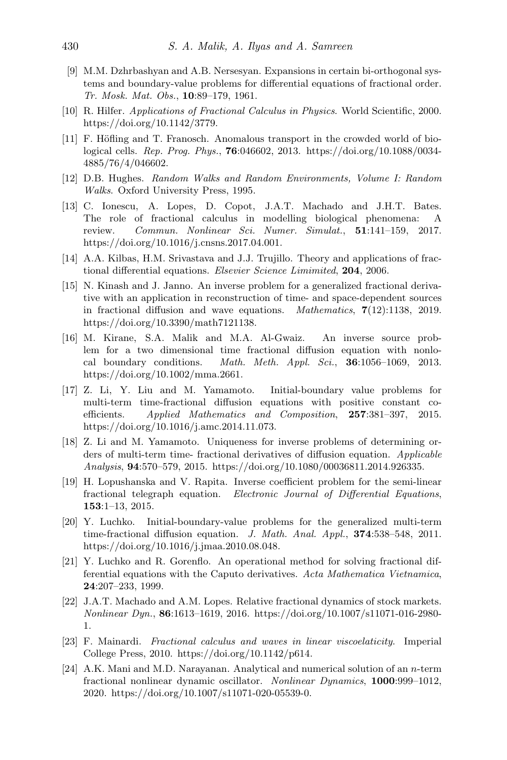[9] M.M. Dzhrbashyan and A.B. Nersesyan. Expansions in certain bi-orthogonal systems and boundary-value problems for differential equations of fractional order. *Tr. Mosk. Mat. Obs.*, **10**:89–179, 1961.

[10] R. Hilfer. *Applications of Fractional Calculus in Physics*. World Scientific, 2000. https://doi.org/10.1142/3779.

[11] F. Höfling and T. Franosch. Anomalous transport in the crowded world of biological cells. *Rep. Prog. Phys.*, **76**:046602, 2013. https://doi.org/10.1088/0034-4885/76/4/046602.

[12] D.B. Hughes. *Random Walks and Random Environments, Volume I: Random Walks*. Oxford University Press, 1995.

[13] C. Ionescu, A. Lopes, D. Copot, J.A.T. Machado and J.H.T. Bates. The role of fractional calculus in modelling biological phenomena: A review. *Commun. Nonlinear Sci. Numer. Simulat.*, **51**:141–159, 2017. https://doi.org/10.1016/j.cnsns.2017.04.001.

[14] A.A. Kilbas, H.M. Srivastava and J.J. Trujillo. Theory and applications of fractional differential equations. *Elsevier Science Limimited*, **204**, 2006.

[15] N. Kinash and J. Janno. An inverse problem for a generalized fractional derivative with an application in reconstruction of time- and space-dependent sources in fractional diffusion and wave equations. *Mathematics*, **7**(12):1138, 2019. https://doi.org/10.3390/math7121138.

[16] M. Kirane, S.A. Malik and M.A. Al-Gwaiz. An inverse source problem for a two dimensional time fractional diffusion equation with nonlocal boundary conditions. *Math. Meth. Appl. Sci.*, **36**:1056–1069, 2013. https://doi.org/10.1002/mma.2661.

[17] Z. Li, Y. Liu and M. Yamamoto. Initial-boundary value problems for multi-term time-fractional diffusion equations with positive constant coefficients. *Applied Mathematics and Composition*, **257**:381–397, 2015. https://doi.org/10.1016/j.amc.2014.11.073.

[18] Z. Li and M. Yamamoto. Uniqueness for inverse problems of determining orders of multi-term time- fractional derivatives of diffusion equation. *Applicable Analysis*, **94**:570–579, 2015. https://doi.org/10.1080/00036811.2014.926335.

[19] H. Lopushanska and V. Rapita. Inverse coefficient problem for the semi-linear fractional telegraph equation. *Electronic Journal of Differential Equations*, **153**:1–13, 2015.

[20] Y. Luchko. Initial-boundary-value problems for the generalized multi-term time-fractional diffusion equation. *J. Math. Anal. Appl.*, **374**:538–548, 2011. https://doi.org/10.1016/j.jmaa.2010.08.048.

[21] Y. Luchko and R. Gorenflo. An operational method for solving fractional differential equations with the Caputo derivatives. *Acta Mathematica Vietnamica*, **24**:207–233, 1999.

[22] J.A.T. Machado and A.M. Lopes. Relative fractional dynamics of stock markets. *Nonlinear Dyn.*, **86**:1613–1619, 2016. https://doi.org/10.1007/s11071-016-2980-1.

[23] F. Mainardi. *Fractional calculus and waves in linear viscoelaticity*. Imperial College Press, 2010. https://doi.org/10.1142/p614.

[24] A.K. Mani and M.D. Narayanan. Analytical and numerical solution of an $n$-term fractional nonlinear dynamic oscillator. *Nonlinear Dynamics*, **1000**:999–1012, 2020. https://doi.org/10.1007/s11071-020-05539-0.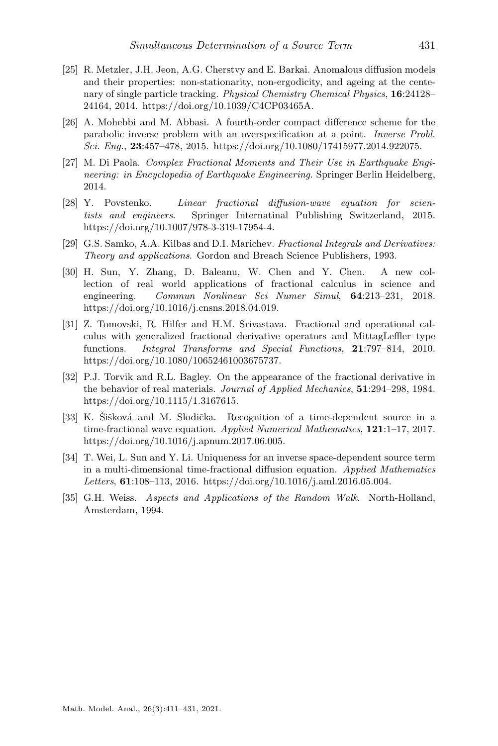[25] R. Metzler, J.H. Jeon, A.G. Cherstvy and E. Barkai. Anomalous diffusion models and their properties: non-stationarity, non-ergodicity, and ageing at the centenary of single particle tracking. *Physical Chemistry Chemical Physics*, **16**:24128–24164, 2014. https://doi.org/10.1039/C4CP03465A.

[26] A. Mohebbi and M. Abbasi. A fourth-order compact difference scheme for the parabolic inverse problem with an overspecification at a point. *Inverse Probl. Sci. Eng.*, **23**:457–478, 2015. https://doi.org/10.1080/17415977.2014.922075.

[27] M. Di Paola. *Complex Fractional Moments and Their Use in Earthquake Engineering: in Encyclopedia of Earthquake Engineering*. Springer Berlin Heidelberg, 2014.

[28] Y. Povstenko. *Linear fractional diffusion-wave equation for scientists and engineers*. Springer Internatinal Publishing Switzerland, 2015. https://doi.org/10.1007/978-3-319-17954-4.

[29] G.S. Samko, A.A. Kilbas and D.I. Marichev. *Fractional Integrals and Derivatives: Theory and applications*. Gordon and Breach Science Publishers, 1993.

[30] H. Sun, Y. Zhang, D. Baleanu, W. Chen and Y. Chen. A new collection of real world applications of fractional calculus in science and engineering. *Commun Nonlinear Sci Numer Simul*, **64**:213–231, 2018. https://doi.org/10.1016/j.cnsns.2018.04.019.

[31] Z. Tomovski, R. Hilfer and H.M. Srivastava. Fractional and operational calculus with generalized fractional derivative operators and MittagLeffler type functions. *Integral Transforms and Special Functions*, **21**:797–814, 2010. https://doi.org/10.1080/10652461003675737.

[32] P.J. Torvik and R.L. Bagley. On the appearance of the fractional derivative in the behavior of real materials. *Journal of Applied Mechanics*, **51**:294–298, 1984. https://doi.org/10.1115/1.3167615.

[33] K. Šišková and M. Slodička. Recognition of a time-dependent source in a time-fractional wave equation. *Applied Numerical Mathematics*, **121**:1–17, 2017. https://doi.org/10.1016/j.apnum.2017.06.005.

[34] T. Wei, L. Sun and Y. Li. Uniqueness for an inverse space-dependent source term in a multi-dimensional time-fractional diffusion equation. *Applied Mathematics Letters*, **61**:108–113, 2016. https://doi.org/10.1016/j.aml.2016.05.004.

[35] G.H. Weiss. *Aspects and Applications of the Random Walk*. North-Holland, Amsterdam, 1994.